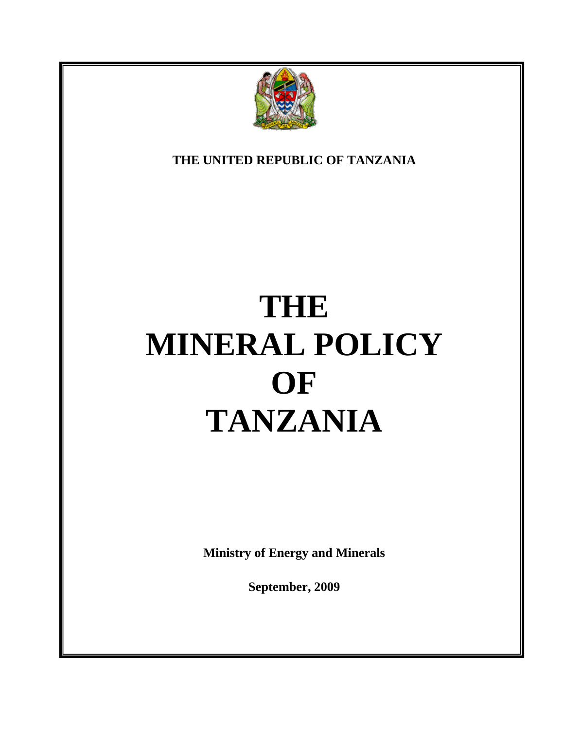**THE UNITED REPUBLIC OF TANZANIA**

# THE MINERAL POLICY OF TANZANIA

**Ministry of Energy and Minerals**

**September, 2009**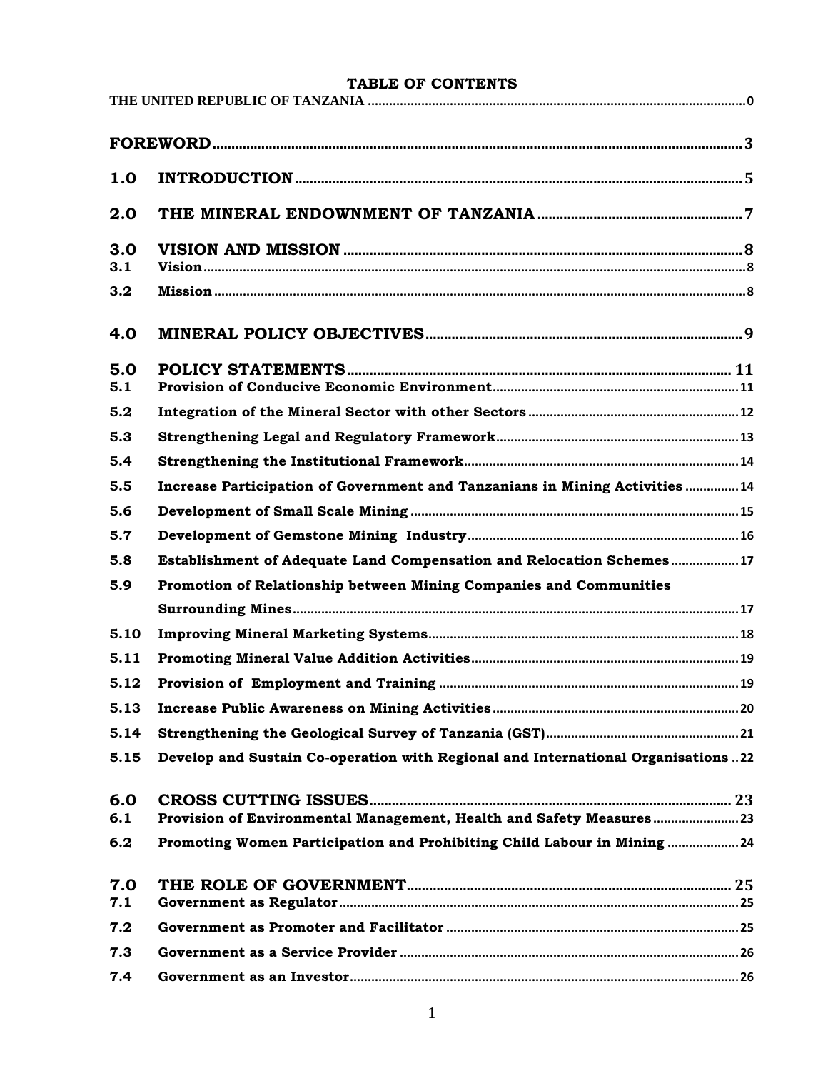# TABLE OF CONTENTS

THE UNITED REPUBLIC OF TANZANIA ........................................ 0

**FOREWORD** ........................................ 3

**1.0 INTRODUCTION** ........................................ 5

**2.0 THE MINERAL ENDOWNMENT OF TANZANIA** ........................................ 7

**3.0 VISION AND MISSION** ........................................ 8

3.1 Vision ........................................ 8

3.2 Mission ........................................ 8

**4.0 MINERAL POLICY OBJECTIVES** ........................................ 9

**5.0 POLICY STATEMENTS** ........................................ 11

5.1 Provision of Conducive Economic Environment ........................................ 11

5.2 Integration of the Mineral Sector with other Sectors ........................................ 12

5.3 Strengthening Legal and Regulatory Framework ........................................ 13

5.4 Strengthening the Institutional Framework ........................................ 14

5.5 Increase Participation of Government and Tanzanians in Mining Activities ........................................ 14

5.6 Development of Small Scale Mining ........................................ 15

5.7 Development of Gemstone Mining Industry ........................................ 16

5.8 Establishment of Adequate Land Compensation and Relocation Schemes ........................................ 17

5.9 Promotion of Relationship between Mining Companies and Communities Surrounding Mines ........................................ 17

5.10 Improving Mineral Marketing Systems ........................................ 18

5.11 Promoting Mineral Value Addition Activities ........................................ 19

5.12 Provision of Employment and Training ........................................ 19

5.13 Increase Public Awareness on Mining Activities ........................................ 20

5.14 Strengthening the Geological Survey of Tanzania (GST) ........................................ 21

5.15 Develop and Sustain Co-operation with Regional and International Organisations ........................................ 22

**6.0 CROSS CUTTING ISSUES** ........................................ 23

6.1 Provision of Environmental Management, Health and Safety Measures ........................................ 23

6.2 Promoting Women Participation and Prohibiting Child Labour in Mining ........................................ 24

**7.0 THE ROLE OF GOVERNMENT** ........................................ 25

7.1 Government as Regulator ........................................ 25

7.2 Government as Promoter and Facilitator ........................................ 25

7.3 Government as a Service Provider ........................................ 26

7.4 Government as an Investor ........................................ 26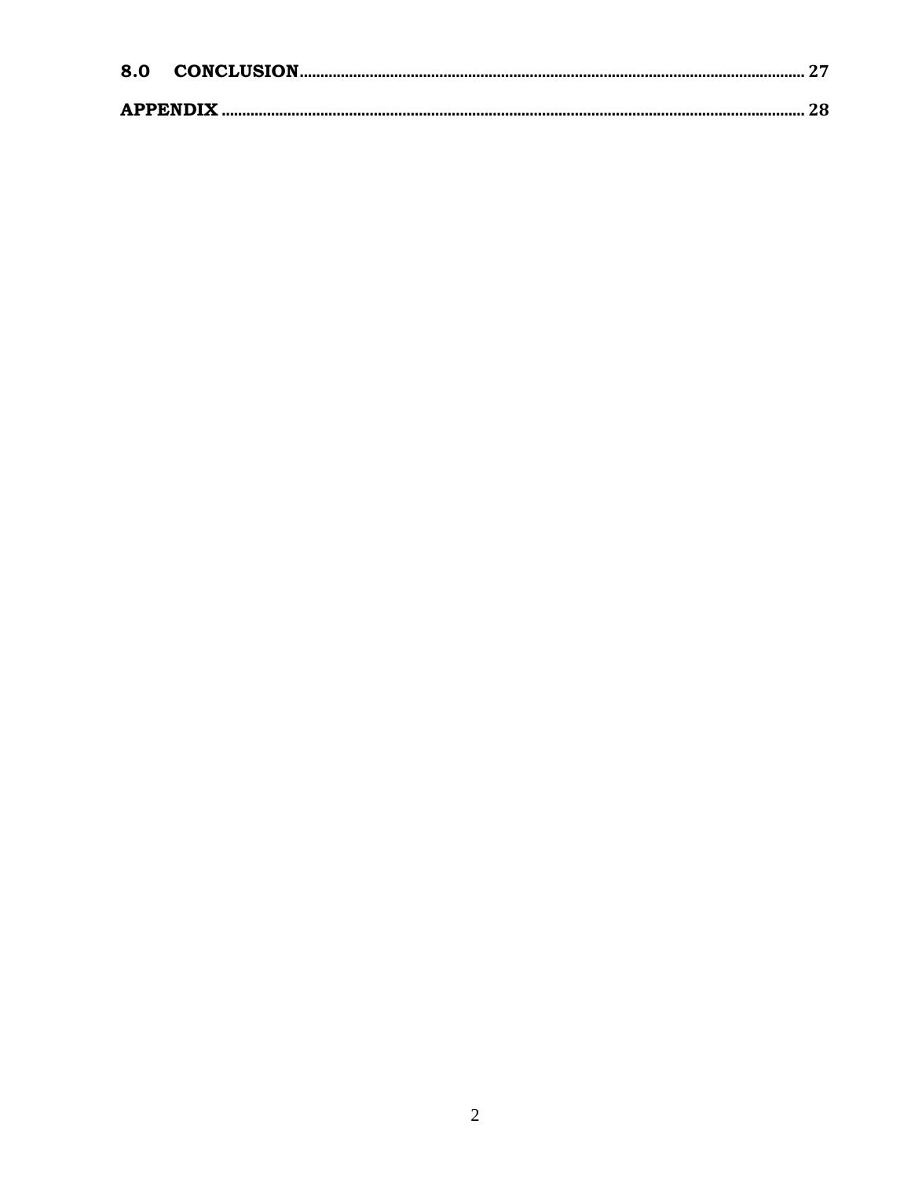**8.0 CONCLUSION** ......................................................................................................... 27

**APPENDIX** ......................................................................................................... 28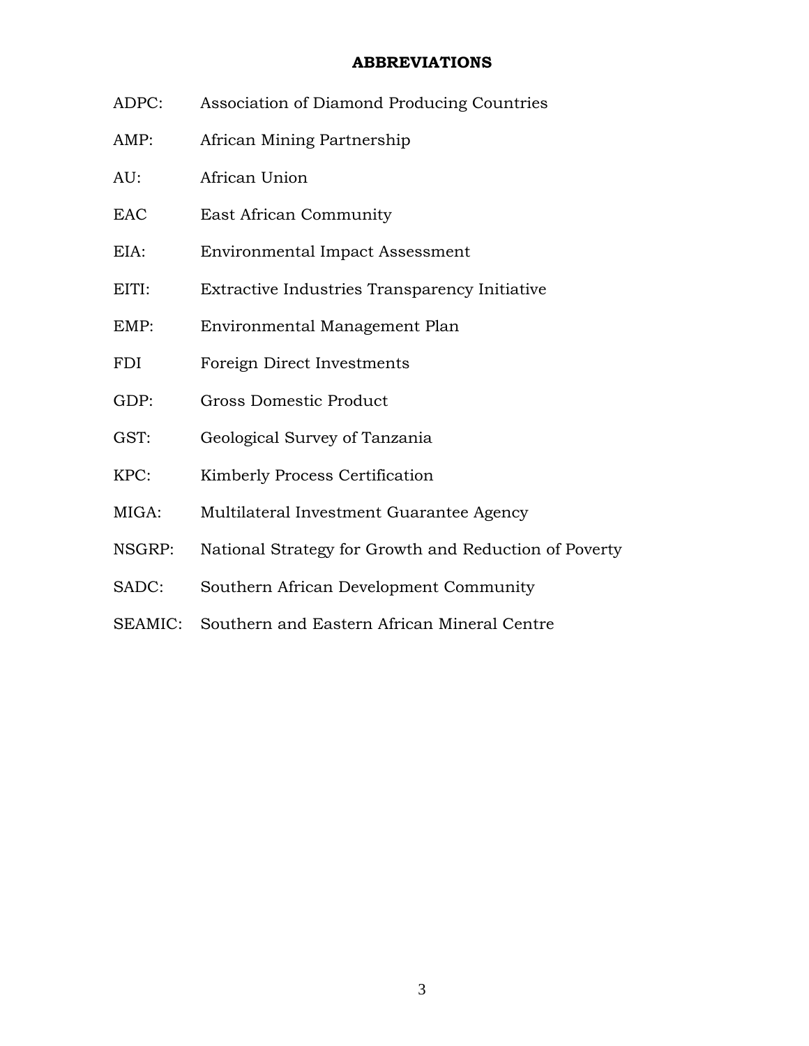## ABBREVIATIONS

ADPC: Association of Diamond Producing Countries

AMP: African Mining Partnership

AU: African Union

EAC East African Community

EIA: Environmental Impact Assessment

EITI: Extractive Industries Transparency Initiative

EMP: Environmental Management Plan

FDI Foreign Direct Investments

GDP: Gross Domestic Product

GST: Geological Survey of Tanzania

KPC: Kimberly Process Certification

MIGA: Multilateral Investment Guarantee Agency

NSGRP: National Strategy for Growth and Reduction of Poverty

SADC: Southern African Development Community

SEAMIC: Southern and Eastern African Mineral Centre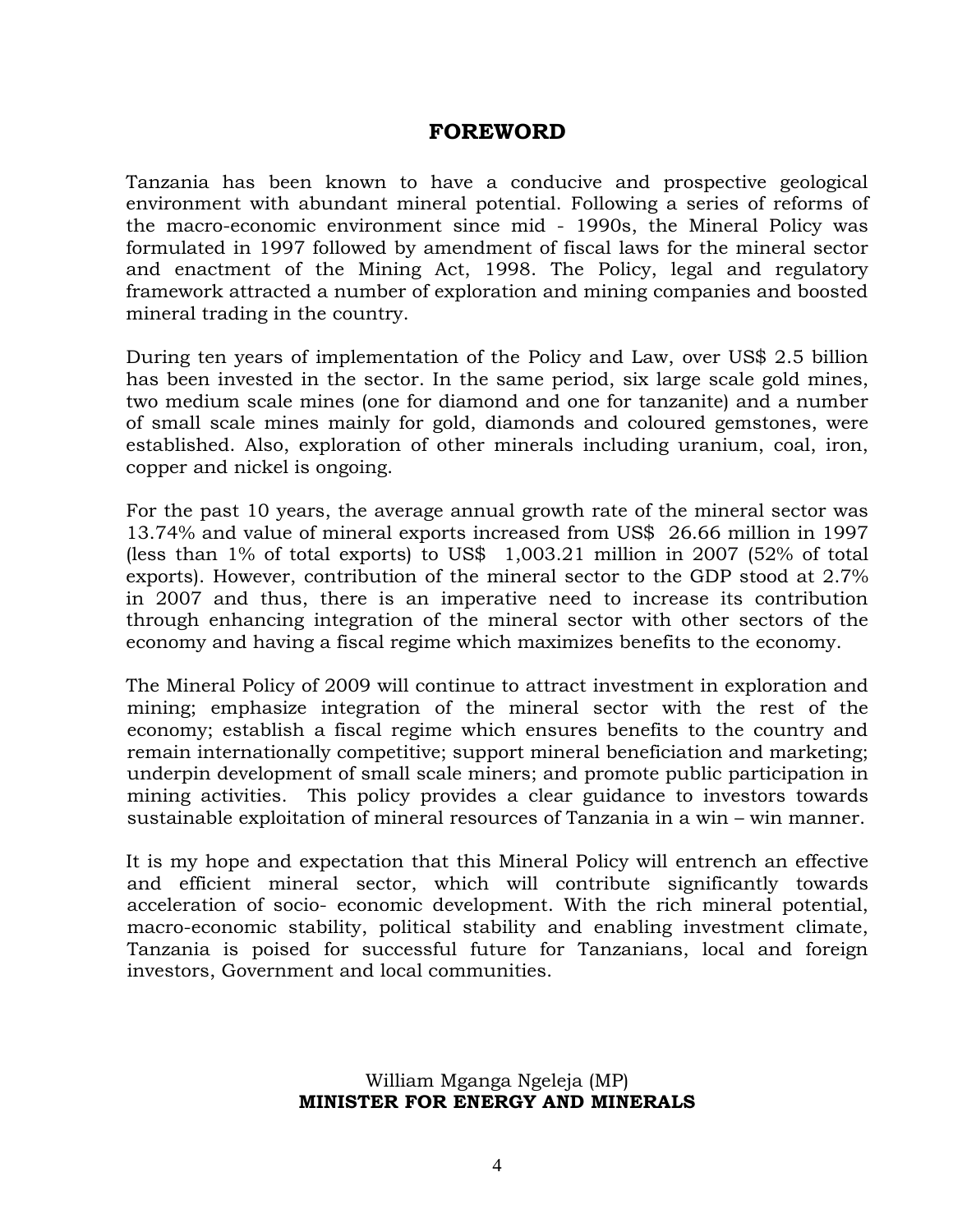# FOREWORD

Tanzania has been known to have a conducive and prospective geological environment with abundant mineral potential. Following a series of reforms of the macro-economic environment since mid - 1990s, the Mineral Policy was formulated in 1997 followed by amendment of fiscal laws for the mineral sector and enactment of the Mining Act, 1998. The Policy, legal and regulatory framework attracted a number of exploration and mining companies and boosted mineral trading in the country.

During ten years of implementation of the Policy and Law, over US$ 2.5 billion has been invested in the sector. In the same period, six large scale gold mines, two medium scale mines (one for diamond and one for tanzanite) and a number of small scale mines mainly for gold, diamonds and coloured gemstones, were established. Also, exploration of other minerals including uranium, coal, iron, copper and nickel is ongoing.

For the past 10 years, the average annual growth rate of the mineral sector was 13.74% and value of mineral exports increased from US$ 26.66 million in 1997 (less than 1% of total exports) to US$ 1,003.21 million in 2007 (52% of total exports). However, contribution of the mineral sector to the GDP stood at 2.7% in 2007 and thus, there is an imperative need to increase its contribution through enhancing integration of the mineral sector with other sectors of the economy and having a fiscal regime which maximizes benefits to the economy.

The Mineral Policy of 2009 will continue to attract investment in exploration and mining; emphasize integration of the mineral sector with the rest of the economy; establish a fiscal regime which ensures benefits to the country and remain internationally competitive; support mineral beneficiation and marketing; underpin development of small scale miners; and promote public participation in mining activities. This policy provides a clear guidance to investors towards sustainable exploitation of mineral resources of Tanzania in a win – win manner.

It is my hope and expectation that this Mineral Policy will entrench an effective and efficient mineral sector, which will contribute significantly towards acceleration of socio- economic development. With the rich mineral potential, macro-economic stability, political stability and enabling investment climate, Tanzania is poised for successful future for Tanzanians, local and foreign investors, Government and local communities.

William Mganga Ngeleja (MP)
**MINISTER FOR ENERGY AND MINERALS**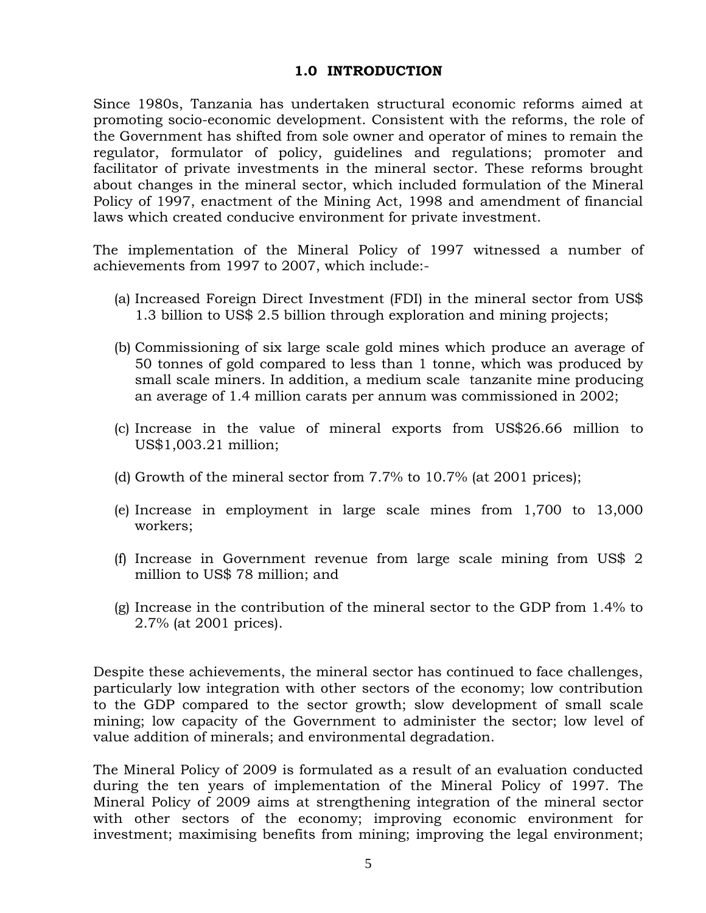# 1.0 INTRODUCTION

Since 1980s, Tanzania has undertaken structural economic reforms aimed at promoting socio-economic development. Consistent with the reforms, the role of the Government has shifted from sole owner and operator of mines to remain the regulator, formulator of policy, guidelines and regulations; promoter and facilitator of private investments in the mineral sector. These reforms brought about changes in the mineral sector, which included formulation of the Mineral Policy of 1997, enactment of the Mining Act, 1998 and amendment of financial laws which created conducive environment for private investment.

The implementation of the Mineral Policy of 1997 witnessed a number of achievements from 1997 to 2007, which include:-

(a) Increased Foreign Direct Investment (FDI) in the mineral sector from US$ 1.3 billion to US$ 2.5 billion through exploration and mining projects;

(b) Commissioning of six large scale gold mines which produce an average of 50 tonnes of gold compared to less than 1 tonne, which was produced by small scale miners. In addition, a medium scale tanzanite mine producing an average of 1.4 million carats per annum was commissioned in 2002;

(c) Increase in the value of mineral exports from US$26.66 million to US$1,003.21 million;

(d) Growth of the mineral sector from 7.7% to 10.7% (at 2001 prices);

(e) Increase in employment in large scale mines from 1,700 to 13,000 workers;

(f) Increase in Government revenue from large scale mining from US$ 2 million to US$ 78 million; and

(g) Increase in the contribution of the mineral sector to the GDP from 1.4% to 2.7% (at 2001 prices).

Despite these achievements, the mineral sector has continued to face challenges, particularly low integration with other sectors of the economy; low contribution to the GDP compared to the sector growth; slow development of small scale mining; low capacity of the Government to administer the sector; low level of value addition of minerals; and environmental degradation.

The Mineral Policy of 2009 is formulated as a result of an evaluation conducted during the ten years of implementation of the Mineral Policy of 1997. The Mineral Policy of 2009 aims at strengthening integration of the mineral sector with other sectors of the economy; improving economic environment for investment; maximising benefits from mining; improving the legal environment;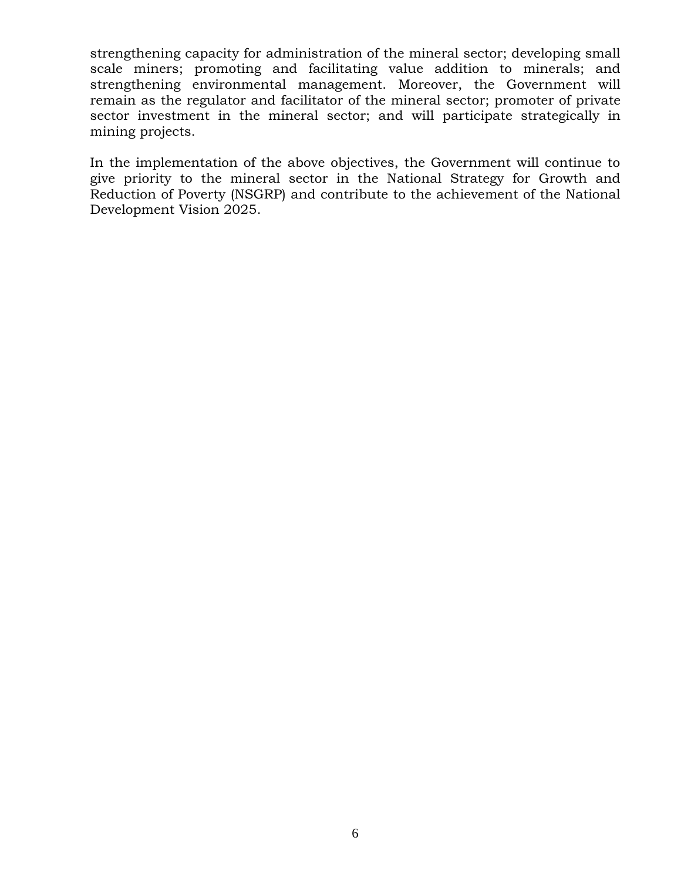strengthening capacity for administration of the mineral sector; developing small scale miners; promoting and facilitating value addition to minerals; and strengthening environmental management. Moreover, the Government will remain as the regulator and facilitator of the mineral sector; promoter of private sector investment in the mineral sector; and will participate strategically in mining projects.

In the implementation of the above objectives, the Government will continue to give priority to the mineral sector in the National Strategy for Growth and Reduction of Poverty (NSGRP) and contribute to the achievement of the National Development Vision 2025.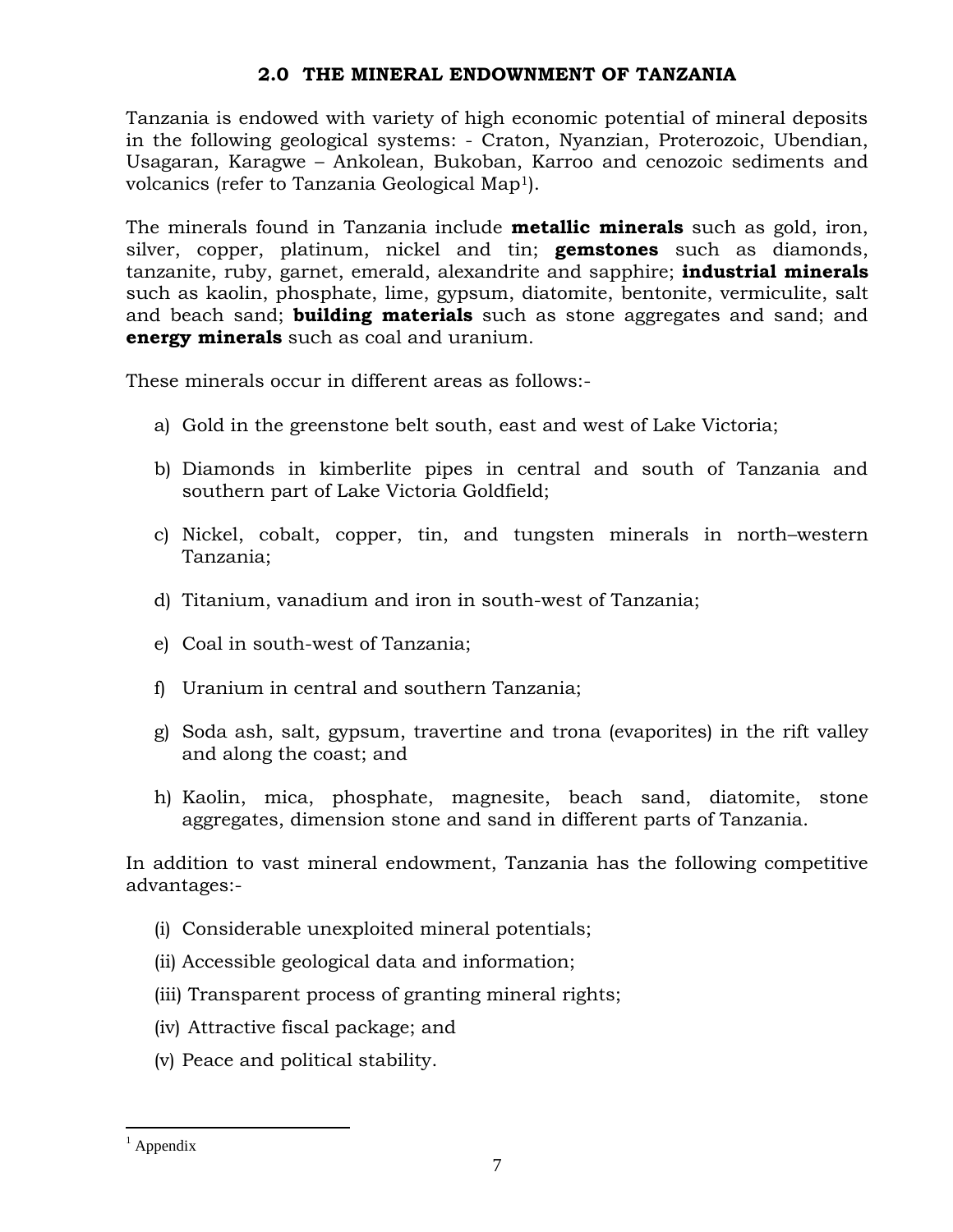## 2.0 THE MINERAL ENDOWNMENT OF TANZANIA

Tanzania is endowed with variety of high economic potential of mineral deposits in the following geological systems: - Craton, Nyanzian, Proterozoic, Ubendian, Usagaran, Karagwe – Ankolean, Bukoban, Karroo and cenozoic sediments and volcanics (refer to Tanzania Geological Map[1]).

The minerals found in Tanzania include **metallic minerals** such as gold, iron, silver, copper, platinum, nickel and tin; **gemstones** such as diamonds, tanzanite, ruby, garnet, emerald, alexandrite and sapphire; **industrial minerals** such as kaolin, phosphate, lime, gypsum, diatomite, bentonite, vermiculite, salt and beach sand; **building materials** such as stone aggregates and sand; and **energy minerals** such as coal and uranium.

These minerals occur in different areas as follows:-

a) Gold in the greenstone belt south, east and west of Lake Victoria;

b) Diamonds in kimberlite pipes in central and south of Tanzania and southern part of Lake Victoria Goldfield;

c) Nickel, cobalt, copper, tin, and tungsten minerals in north–western Tanzania;

d) Titanium, vanadium and iron in south-west of Tanzania;

e) Coal in south-west of Tanzania;

f) Uranium in central and southern Tanzania;

g) Soda ash, salt, gypsum, travertine and trona (evaporites) in the rift valley and along the coast; and

h) Kaolin, mica, phosphate, magnesite, beach sand, diatomite, stone aggregates, dimension stone and sand in different parts of Tanzania.

In addition to vast mineral endowment, Tanzania has the following competitive advantages:-

(i) Considerable unexploited mineral potentials;

(ii) Accessible geological data and information;

(iii) Transparent process of granting mineral rights;

(iv) Attractive fiscal package; and

(v) Peace and political stability.

---

[1] Appendix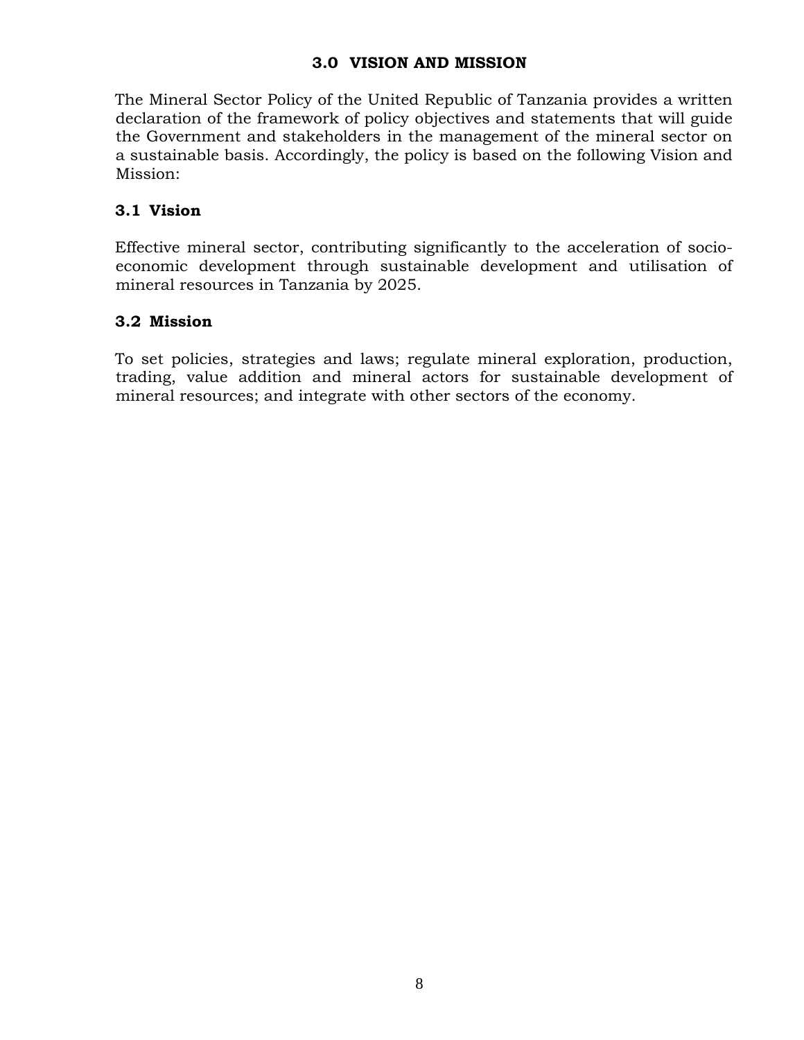# 3.0 VISION AND MISSION

The Mineral Sector Policy of the United Republic of Tanzania provides a written declaration of the framework of policy objectives and statements that will guide the Government and stakeholders in the management of the mineral sector on a sustainable basis. Accordingly, the policy is based on the following Vision and Mission:

## 3.1 Vision

Effective mineral sector, contributing significantly to the acceleration of socio-economic development through sustainable development and utilisation of mineral resources in Tanzania by 2025.

## 3.2 Mission

To set policies, strategies and laws; regulate mineral exploration, production, trading, value addition and mineral actors for sustainable development of mineral resources; and integrate with other sectors of the economy.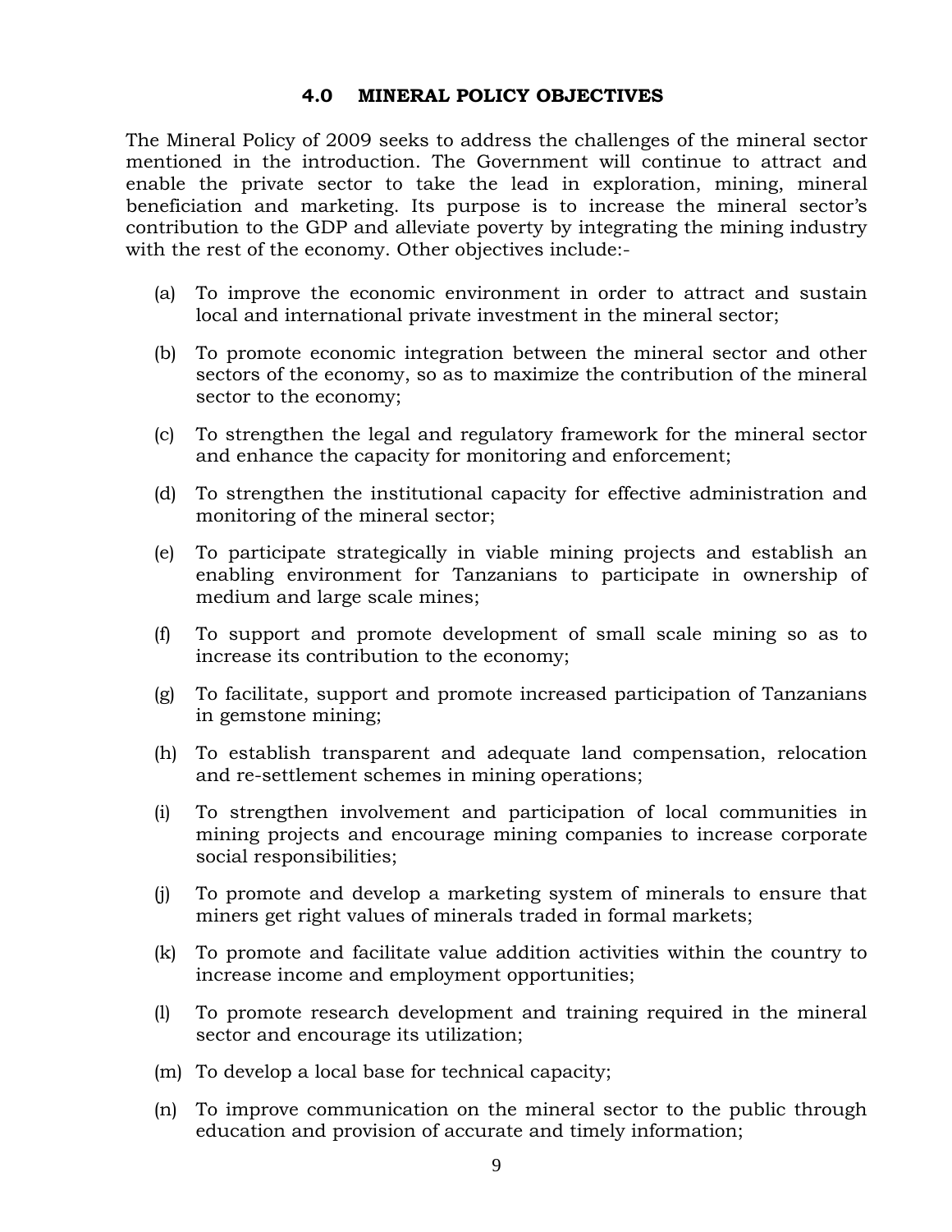## 4.0 MINERAL POLICY OBJECTIVES

The Mineral Policy of 2009 seeks to address the challenges of the mineral sector mentioned in the introduction. The Government will continue to attract and enable the private sector to take the lead in exploration, mining, mineral beneficiation and marketing. Its purpose is to increase the mineral sector's contribution to the GDP and alleviate poverty by integrating the mining industry with the rest of the economy. Other objectives include:-

(a) To improve the economic environment in order to attract and sustain local and international private investment in the mineral sector;

(b) To promote economic integration between the mineral sector and other sectors of the economy, so as to maximize the contribution of the mineral sector to the economy;

(c) To strengthen the legal and regulatory framework for the mineral sector and enhance the capacity for monitoring and enforcement;

(d) To strengthen the institutional capacity for effective administration and monitoring of the mineral sector;

(e) To participate strategically in viable mining projects and establish an enabling environment for Tanzanians to participate in ownership of medium and large scale mines;

(f) To support and promote development of small scale mining so as to increase its contribution to the economy;

(g) To facilitate, support and promote increased participation of Tanzanians in gemstone mining;

(h) To establish transparent and adequate land compensation, relocation and re-settlement schemes in mining operations;

(i) To strengthen involvement and participation of local communities in mining projects and encourage mining companies to increase corporate social responsibilities;

(j) To promote and develop a marketing system of minerals to ensure that miners get right values of minerals traded in formal markets;

(k) To promote and facilitate value addition activities within the country to increase income and employment opportunities;

(l) To promote research development and training required in the mineral sector and encourage its utilization;

(m) To develop a local base for technical capacity;

(n) To improve communication on the mineral sector to the public through education and provision of accurate and timely information;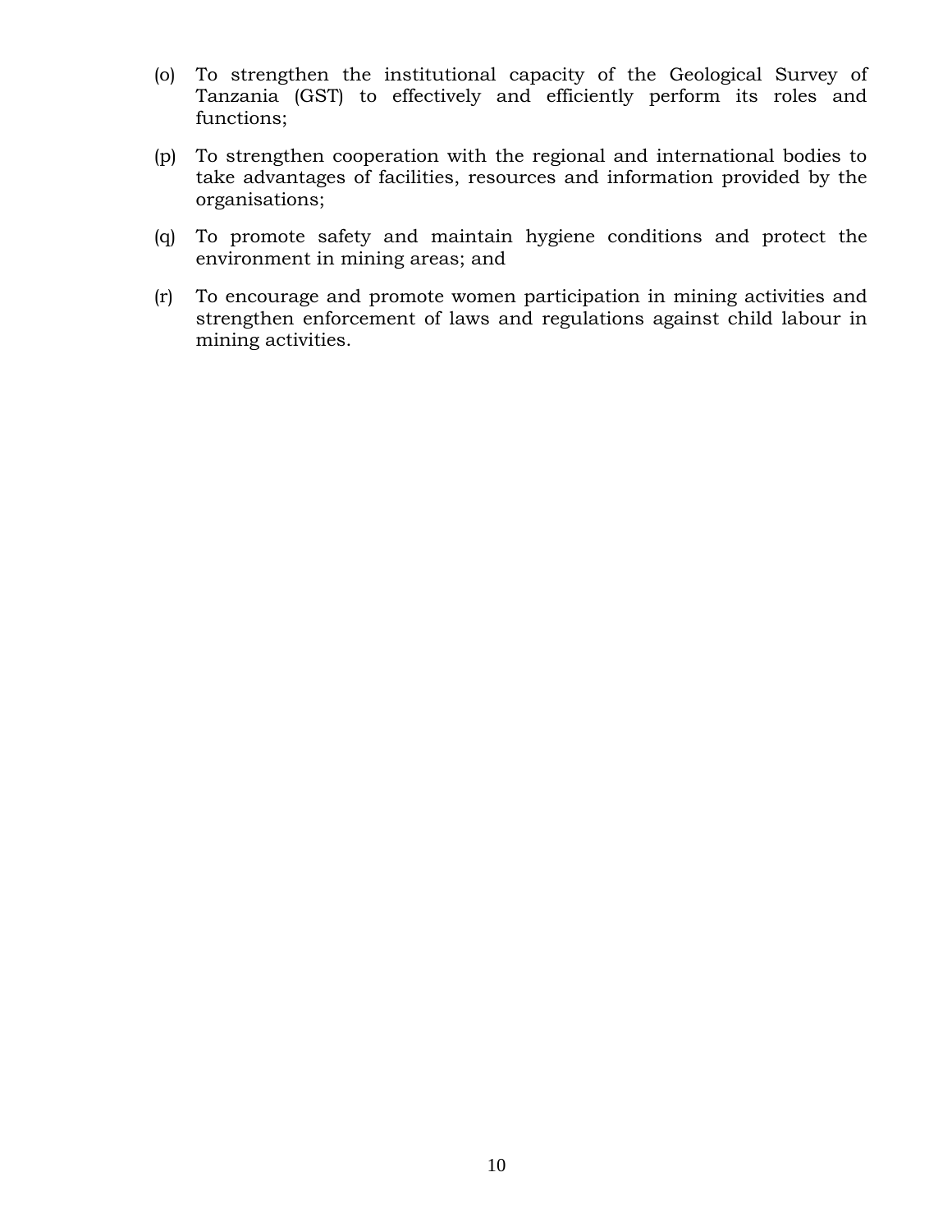(o) To strengthen the institutional capacity of the Geological Survey of Tanzania (GST) to effectively and efficiently perform its roles and functions;

(p) To strengthen cooperation with the regional and international bodies to take advantages of facilities, resources and information provided by the organisations;

(q) To promote safety and maintain hygiene conditions and protect the environment in mining areas; and

(r) To encourage and promote women participation in mining activities and strengthen enforcement of laws and regulations against child labour in mining activities.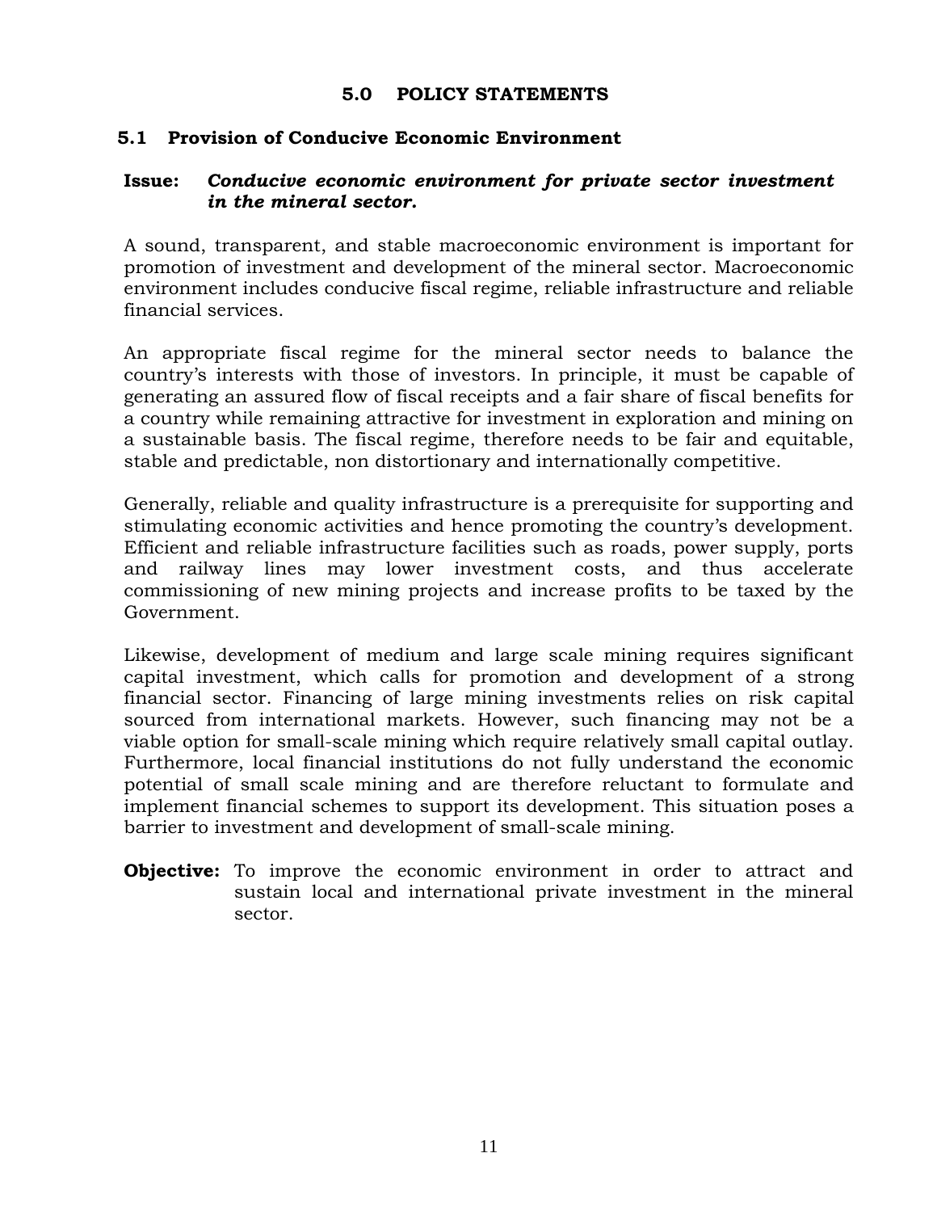# 5.0 POLICY STATEMENTS

## 5.1 Provision of Conducive Economic Environment

**Issue:** ***Conducive economic environment for private sector investment in the mineral sector.***

A sound, transparent, and stable macroeconomic environment is important for promotion of investment and development of the mineral sector. Macroeconomic environment includes conducive fiscal regime, reliable infrastructure and reliable financial services.

An appropriate fiscal regime for the mineral sector needs to balance the country's interests with those of investors. In principle, it must be capable of generating an assured flow of fiscal receipts and a fair share of fiscal benefits for a country while remaining attractive for investment in exploration and mining on a sustainable basis. The fiscal regime, therefore needs to be fair and equitable, stable and predictable, non distortionary and internationally competitive.

Generally, reliable and quality infrastructure is a prerequisite for supporting and stimulating economic activities and hence promoting the country's development. Efficient and reliable infrastructure facilities such as roads, power supply, ports and railway lines may lower investment costs, and thus accelerate commissioning of new mining projects and increase profits to be taxed by the Government.

Likewise, development of medium and large scale mining requires significant capital investment, which calls for promotion and development of a strong financial sector. Financing of large mining investments relies on risk capital sourced from international markets. However, such financing may not be a viable option for small-scale mining which require relatively small capital outlay. Furthermore, local financial institutions do not fully understand the economic potential of small scale mining and are therefore reluctant to formulate and implement financial schemes to support its development. This situation poses a barrier to investment and development of small-scale mining.

**Objective:** To improve the economic environment in order to attract and sustain local and international private investment in the mineral sector.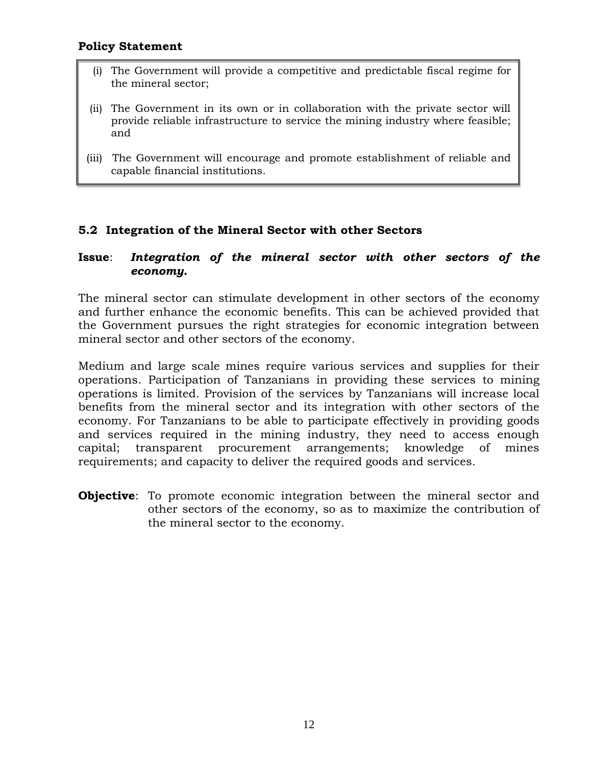**Policy Statement**

(i) The Government will provide a competitive and predictable fiscal regime for the mineral sector;

(ii) The Government in its own or in collaboration with the private sector will provide reliable infrastructure to service the mining industry where feasible; and

(iii) The Government will encourage and promote establishment of reliable and capable financial institutions.

## 5.2 Integration of the Mineral Sector with other Sectors

**Issue**: ***Integration of the mineral sector with other sectors of the economy.***

The mineral sector can stimulate development in other sectors of the economy and further enhance the economic benefits. This can be achieved provided that the Government pursues the right strategies for economic integration between mineral sector and other sectors of the economy.

Medium and large scale mines require various services and supplies for their operations. Participation of Tanzanians in providing these services to mining operations is limited. Provision of the services by Tanzanians will increase local benefits from the mineral sector and its integration with other sectors of the economy. For Tanzanians to be able to participate effectively in providing goods and services required in the mining industry, they need to access enough capital; transparent procurement arrangements; knowledge of mines requirements; and capacity to deliver the required goods and services.

**Objective**: To promote economic integration between the mineral sector and other sectors of the economy, so as to maximize the contribution of the mineral sector to the economy.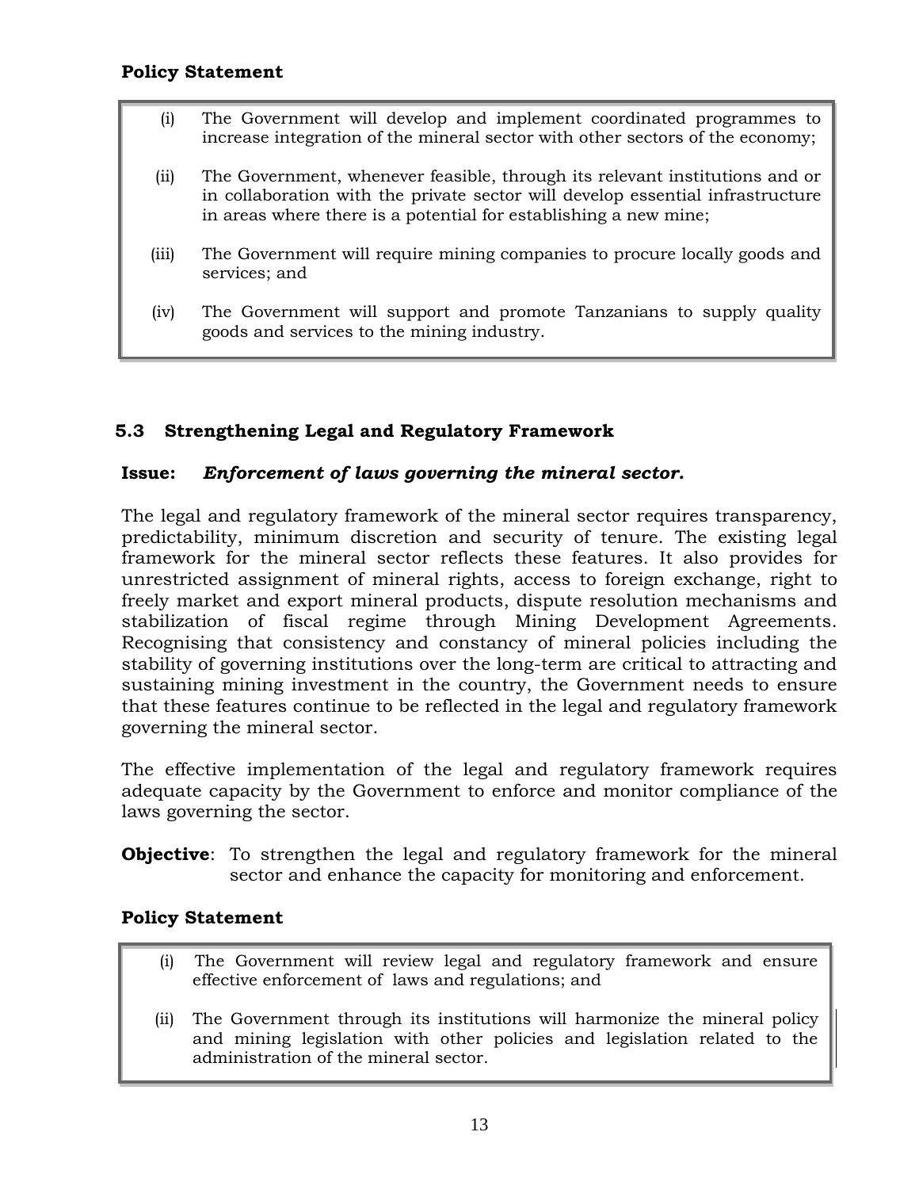**Policy Statement**

(i) The Government will develop and implement coordinated programmes to increase integration of the mineral sector with other sectors of the economy;

(ii) The Government, whenever feasible, through its relevant institutions and or in collaboration with the private sector will develop essential infrastructure in areas where there is a potential for establishing a new mine;

(iii) The Government will require mining companies to procure locally goods and services; and

(iv) The Government will support and promote Tanzanians to supply quality goods and services to the mining industry.

## 5.3 Strengthening Legal and Regulatory Framework

**Issue:** ***Enforcement of laws governing the mineral sector.***

The legal and regulatory framework of the mineral sector requires transparency, predictability, minimum discretion and security of tenure. The existing legal framework for the mineral sector reflects these features. It also provides for unrestricted assignment of mineral rights, access to foreign exchange, right to freely market and export mineral products, dispute resolution mechanisms and stabilization of fiscal regime through Mining Development Agreements. Recognising that consistency and constancy of mineral policies including the stability of governing institutions over the long-term are critical to attracting and sustaining mining investment in the country, the Government needs to ensure that these features continue to be reflected in the legal and regulatory framework governing the mineral sector.

The effective implementation of the legal and regulatory framework requires adequate capacity by the Government to enforce and monitor compliance of the laws governing the sector.

**Objective**: To strengthen the legal and regulatory framework for the mineral sector and enhance the capacity for monitoring and enforcement.

**Policy Statement**

(i) The Government will review legal and regulatory framework and ensure effective enforcement of laws and regulations; and

(ii) The Government through its institutions will harmonize the mineral policy and mining legislation with other policies and legislation related to the administration of the mineral sector.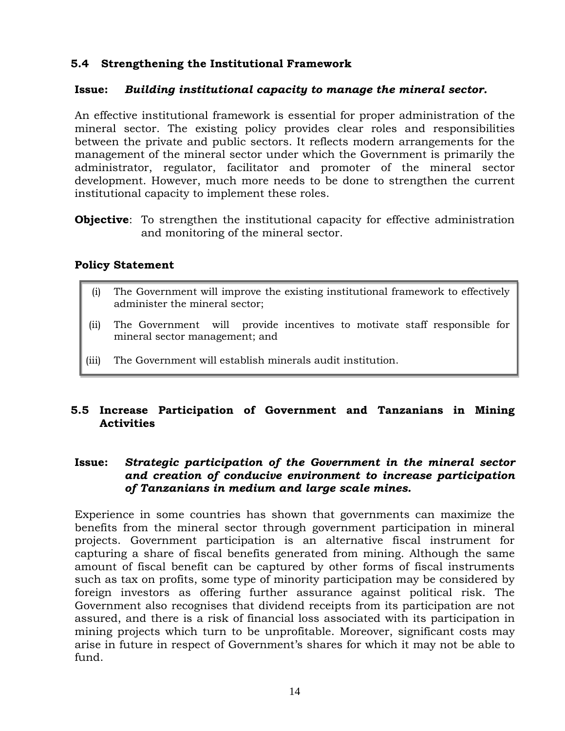### 5.4 Strengthening the Institutional Framework

**Issue:** ***Building institutional capacity to manage the mineral sector.***

An effective institutional framework is essential for proper administration of the mineral sector. The existing policy provides clear roles and responsibilities between the private and public sectors. It reflects modern arrangements for the management of the mineral sector under which the Government is primarily the administrator, regulator, facilitator and promoter of the mineral sector development. However, much more needs to be done to strengthen the current institutional capacity to implement these roles.

**Objective**: To strengthen the institutional capacity for effective administration and monitoring of the mineral sector.

**Policy Statement**

(i) The Government will improve the existing institutional framework to effectively administer the mineral sector;

(ii) The Government will provide incentives to motivate staff responsible for mineral sector management; and

(iii) The Government will establish minerals audit institution.

### 5.5 Increase Participation of Government and Tanzanians in Mining Activities

**Issue:** ***Strategic participation of the Government in the mineral sector and creation of conducive environment to increase participation of Tanzanians in medium and large scale mines.***

Experience in some countries has shown that governments can maximize the benefits from the mineral sector through government participation in mineral projects. Government participation is an alternative fiscal instrument for capturing a share of fiscal benefits generated from mining. Although the same amount of fiscal benefit can be captured by other forms of fiscal instruments such as tax on profits, some type of minority participation may be considered by foreign investors as offering further assurance against political risk. The Government also recognises that dividend receipts from its participation are not assured, and there is a risk of financial loss associated with its participation in mining projects which turn to be unprofitable. Moreover, significant costs may arise in future in respect of Government's shares for which it may not be able to fund.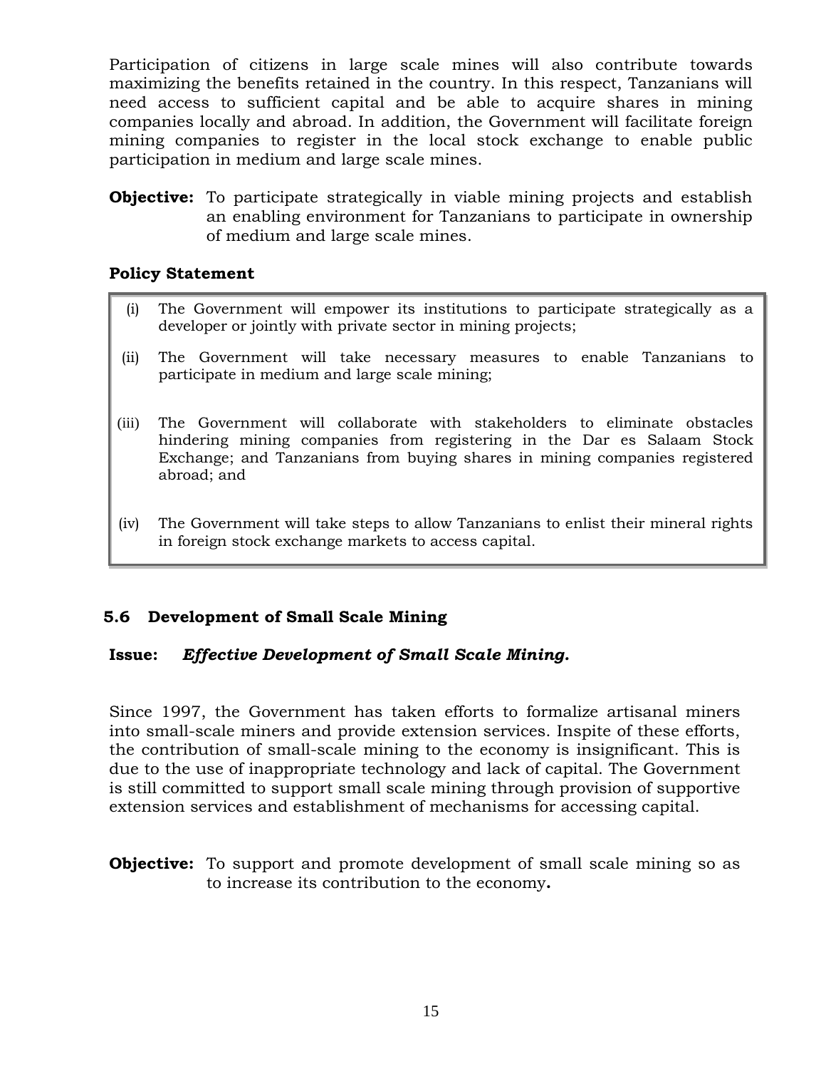Participation of citizens in large scale mines will also contribute towards maximizing the benefits retained in the country. In this respect, Tanzanians will need access to sufficient capital and be able to acquire shares in mining companies locally and abroad. In addition, the Government will facilitate foreign mining companies to register in the local stock exchange to enable public participation in medium and large scale mines.

**Objective:** To participate strategically in viable mining projects and establish an enabling environment for Tanzanians to participate in ownership of medium and large scale mines.

**Policy Statement**

(i) The Government will empower its institutions to participate strategically as a developer or jointly with private sector in mining projects;

(ii) The Government will take necessary measures to enable Tanzanians to participate in medium and large scale mining;

(iii) The Government will collaborate with stakeholders to eliminate obstacles hindering mining companies from registering in the Dar es Salaam Stock Exchange; and Tanzanians from buying shares in mining companies registered abroad; and

(iv) The Government will take steps to allow Tanzanians to enlist their mineral rights in foreign stock exchange markets to access capital.

## 5.6 Development of Small Scale Mining

**Issue:** ***Effective Development of Small Scale Mining.***

Since 1997, the Government has taken efforts to formalize artisanal miners into small-scale miners and provide extension services. Inspite of these efforts, the contribution of small-scale mining to the economy is insignificant. This is due to the use of inappropriate technology and lack of capital. The Government is still committed to support small scale mining through provision of supportive extension services and establishment of mechanisms for accessing capital.

**Objective:** To support and promote development of small scale mining so as to increase its contribution to the economy**.**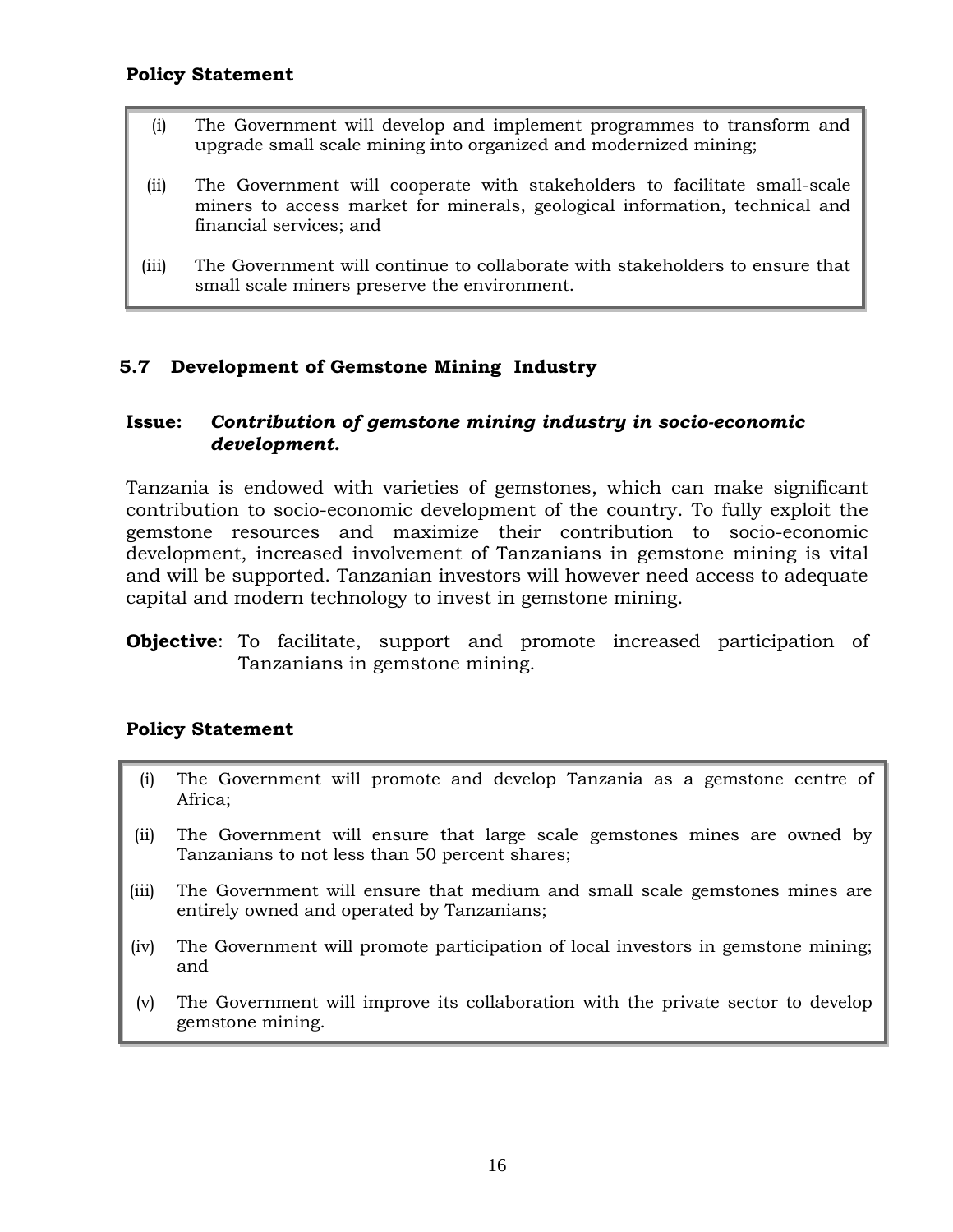**Policy Statement**

(i) The Government will develop and implement programmes to transform and upgrade small scale mining into organized and modernized mining;

(ii) The Government will cooperate with stakeholders to facilitate small-scale miners to access market for minerals, geological information, technical and financial services; and

(iii) The Government will continue to collaborate with stakeholders to ensure that small scale miners preserve the environment.

## 5.7 Development of Gemstone Mining Industry

**Issue:** ***Contribution of gemstone mining industry in socio-economic development.***

Tanzania is endowed with varieties of gemstones, which can make significant contribution to socio-economic development of the country. To fully exploit the gemstone resources and maximize their contribution to socio-economic development, increased involvement of Tanzanians in gemstone mining is vital and will be supported. Tanzanian investors will however need access to adequate capital and modern technology to invest in gemstone mining.

**Objective**: To facilitate, support and promote increased participation of Tanzanians in gemstone mining.

**Policy Statement**

(i) The Government will promote and develop Tanzania as a gemstone centre of Africa;

(ii) The Government will ensure that large scale gemstones mines are owned by Tanzanians to not less than 50 percent shares;

(iii) The Government will ensure that medium and small scale gemstones mines are entirely owned and operated by Tanzanians;

(iv) The Government will promote participation of local investors in gemstone mining; and

(v) The Government will improve its collaboration with the private sector to develop gemstone mining.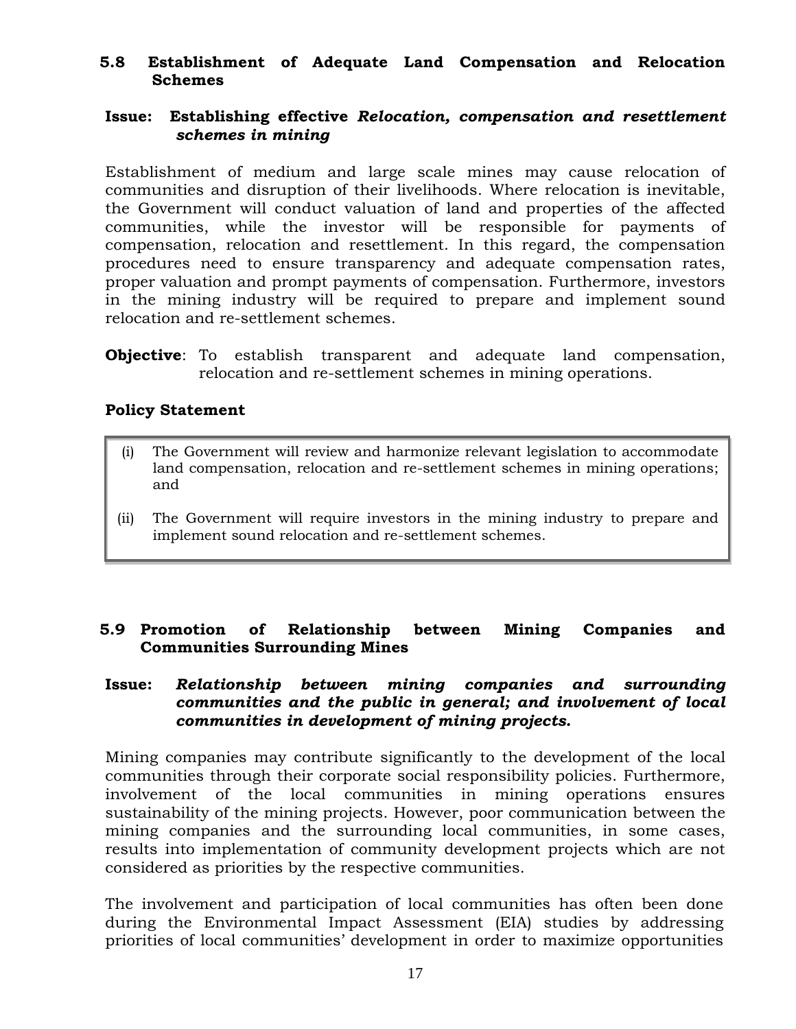### 5.8 Establishment of Adequate Land Compensation and Relocation Schemes

**Issue: Establishing effective *Relocation, compensation and resettlement schemes in mining***

Establishment of medium and large scale mines may cause relocation of communities and disruption of their livelihoods. Where relocation is inevitable, the Government will conduct valuation of land and properties of the affected communities, while the investor will be responsible for payments of compensation, relocation and resettlement. In this regard, the compensation procedures need to ensure transparency and adequate compensation rates, proper valuation and prompt payments of compensation. Furthermore, investors in the mining industry will be required to prepare and implement sound relocation and re-settlement schemes.

**Objective**: To establish transparent and adequate land compensation, relocation and re-settlement schemes in mining operations.

**Policy Statement**

(i) The Government will review and harmonize relevant legislation to accommodate land compensation, relocation and re-settlement schemes in mining operations; and

(ii) The Government will require investors in the mining industry to prepare and implement sound relocation and re-settlement schemes.

### 5.9 Promotion of Relationship between Mining Companies and Communities Surrounding Mines

**Issue: *Relationship between mining companies and surrounding communities and the public in general; and involvement of local communities in development of mining projects.***

Mining companies may contribute significantly to the development of the local communities through their corporate social responsibility policies. Furthermore, involvement of the local communities in mining operations ensures sustainability of the mining projects. However, poor communication between the mining companies and the surrounding local communities, in some cases, results into implementation of community development projects which are not considered as priorities by the respective communities.

The involvement and participation of local communities has often been done during the Environmental Impact Assessment (EIA) studies by addressing priorities of local communities' development in order to maximize opportunities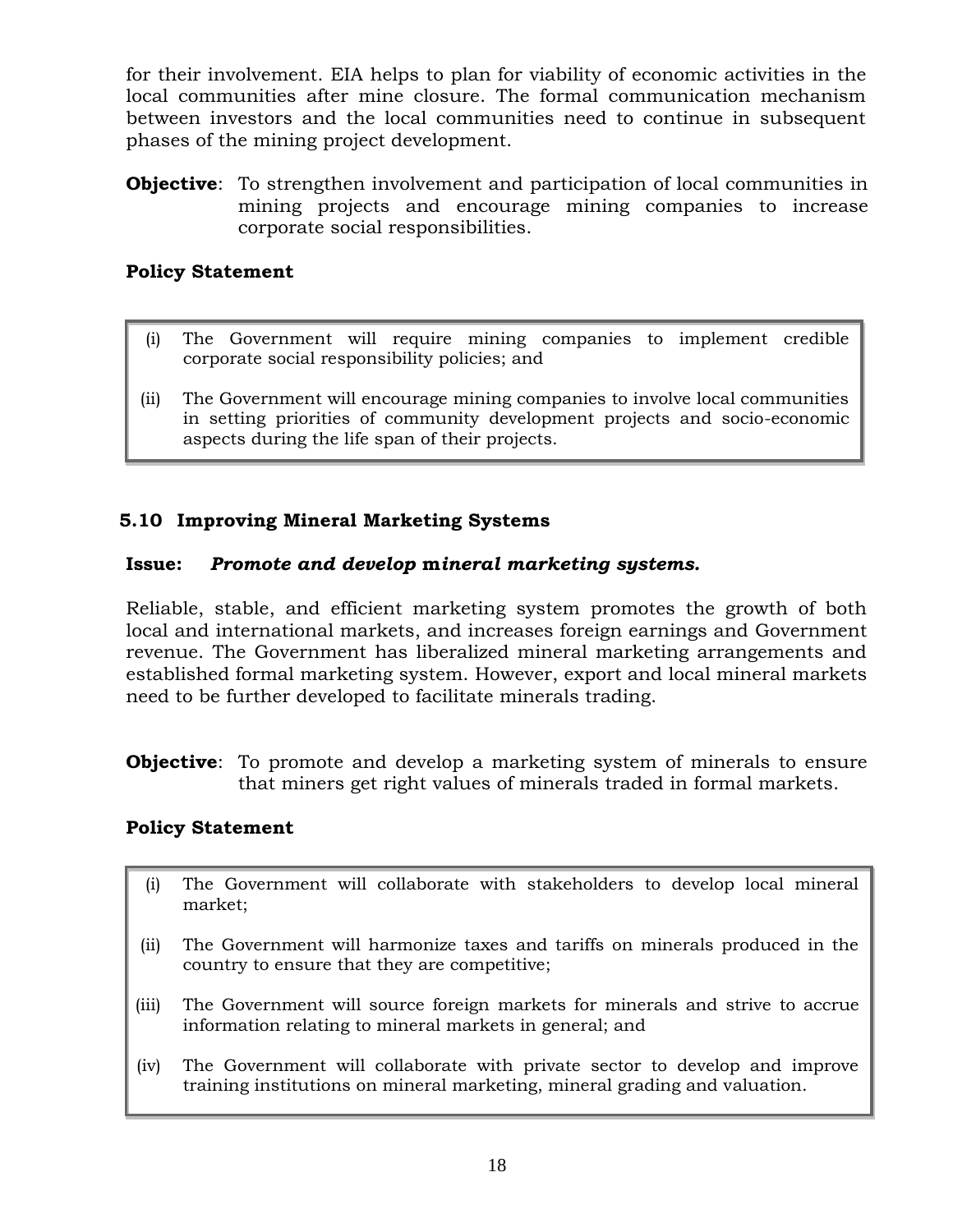for their involvement. EIA helps to plan for viability of economic activities in the local communities after mine closure. The formal communication mechanism between investors and the local communities need to continue in subsequent phases of the mining project development.

**Objective**: To strengthen involvement and participation of local communities in mining projects and encourage mining companies to increase corporate social responsibilities.

**Policy Statement**

(i) The Government will require mining companies to implement credible corporate social responsibility policies; and

(ii) The Government will encourage mining companies to involve local communities in setting priorities of community development projects and socio-economic aspects during the life span of their projects.

### 5.10 Improving Mineral Marketing Systems

**Issue:** ***Promote and develop mineral marketing systems.***

Reliable, stable, and efficient marketing system promotes the growth of both local and international markets, and increases foreign earnings and Government revenue. The Government has liberalized mineral marketing arrangements and established formal marketing system. However, export and local mineral markets need to be further developed to facilitate minerals trading.

**Objective**: To promote and develop a marketing system of minerals to ensure that miners get right values of minerals traded in formal markets.

**Policy Statement**

(i) The Government will collaborate with stakeholders to develop local mineral market;

(ii) The Government will harmonize taxes and tariffs on minerals produced in the country to ensure that they are competitive;

(iii) The Government will source foreign markets for minerals and strive to accrue information relating to mineral markets in general; and

(iv) The Government will collaborate with private sector to develop and improve training institutions on mineral marketing, mineral grading and valuation.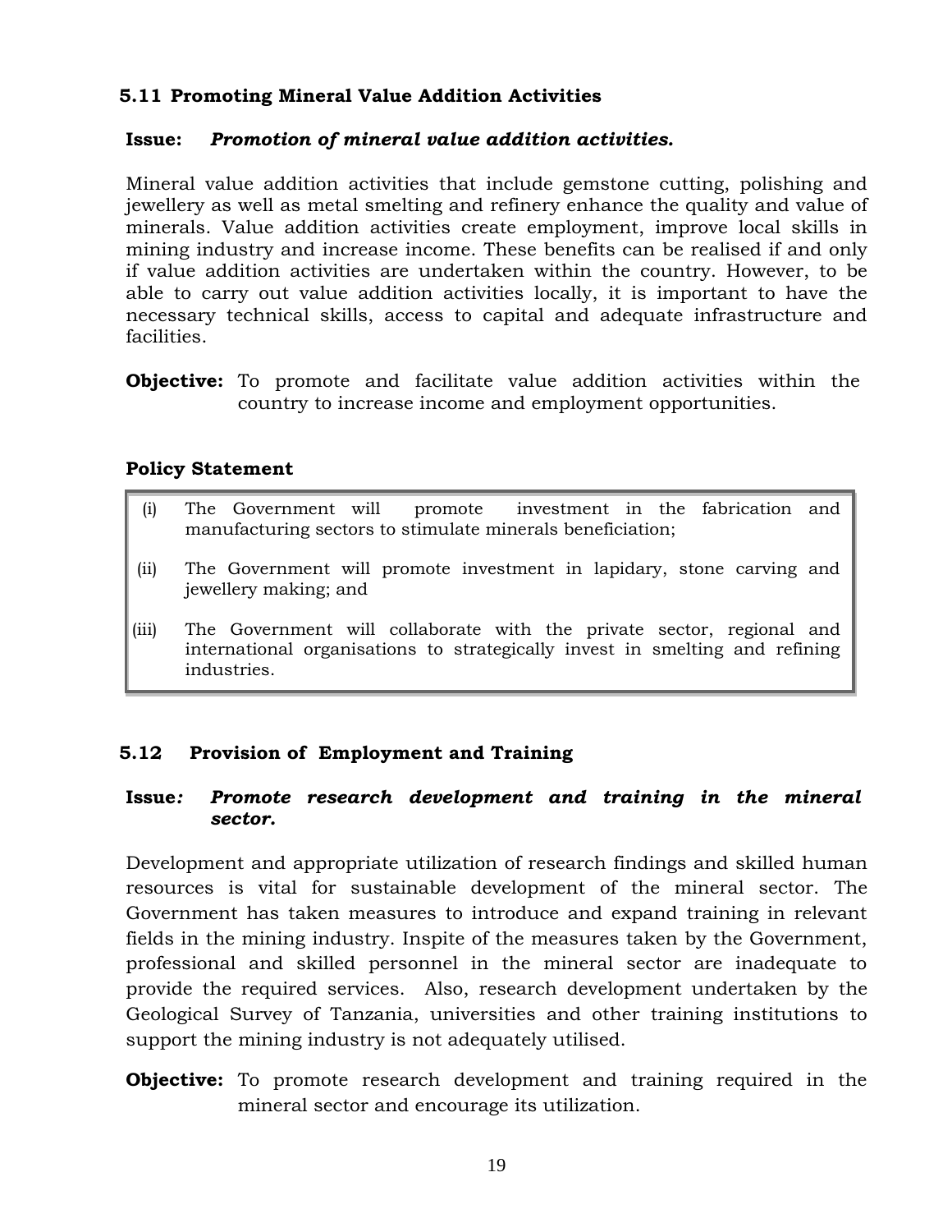## 5.11 Promoting Mineral Value Addition Activities

**Issue:** ***Promotion of mineral value addition activities.***

Mineral value addition activities that include gemstone cutting, polishing and jewellery as well as metal smelting and refinery enhance the quality and value of minerals. Value addition activities create employment, improve local skills in mining industry and increase income. These benefits can be realised if and only if value addition activities are undertaken within the country. However, to be able to carry out value addition activities locally, it is important to have the necessary technical skills, access to capital and adequate infrastructure and facilities.

**Objective:** To promote and facilitate value addition activities within the country to increase income and employment opportunities.

**Policy Statement**

(i) The Government will promote investment in the fabrication and manufacturing sectors to stimulate minerals beneficiation;

(ii) The Government will promote investment in lapidary, stone carving and jewellery making; and

(iii) The Government will collaborate with the private sector, regional and international organisations to strategically invest in smelting and refining industries.

## 5.12 Provision of Employment and Training

**Issue*:*** ***Promote research development and training in the mineral sector.***

Development and appropriate utilization of research findings and skilled human resources is vital for sustainable development of the mineral sector. The Government has taken measures to introduce and expand training in relevant fields in the mining industry. Inspite of the measures taken by the Government, professional and skilled personnel in the mineral sector are inadequate to provide the required services. Also, research development undertaken by the Geological Survey of Tanzania, universities and other training institutions to support the mining industry is not adequately utilised.

**Objective:** To promote research development and training required in the mineral sector and encourage its utilization.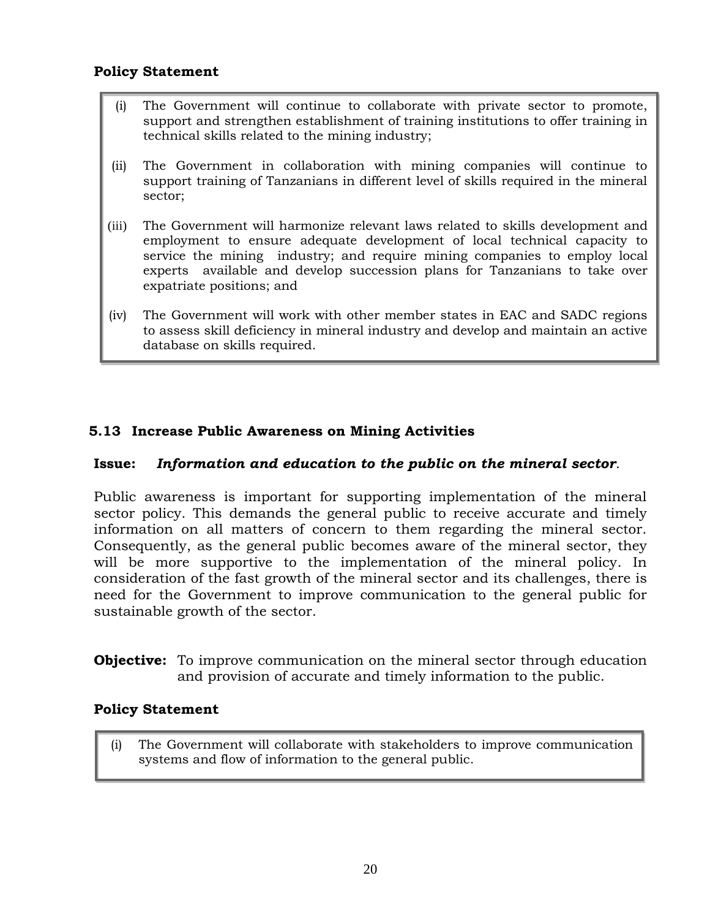**Policy Statement**

(i) The Government will continue to collaborate with private sector to promote, support and strengthen establishment of training institutions to offer training in technical skills related to the mining industry;

(ii) The Government in collaboration with mining companies will continue to support training of Tanzanians in different level of skills required in the mineral sector;

(iii) The Government will harmonize relevant laws related to skills development and employment to ensure adequate development of local technical capacity to service the mining industry; and require mining companies to employ local experts available and develop succession plans for Tanzanians to take over expatriate positions; and

(iv) The Government will work with other member states in EAC and SADC regions to assess skill deficiency in mineral industry and develop and maintain an active database on skills required.

## 5.13 Increase Public Awareness on Mining Activities

**Issue:** ***Information and education to the public on the mineral sector***.

Public awareness is important for supporting implementation of the mineral sector policy. This demands the general public to receive accurate and timely information on all matters of concern to them regarding the mineral sector. Consequently, as the general public becomes aware of the mineral sector, they will be more supportive to the implementation of the mineral policy. In consideration of the fast growth of the mineral sector and its challenges, there is need for the Government to improve communication to the general public for sustainable growth of the sector.

**Objective:** To improve communication on the mineral sector through education and provision of accurate and timely information to the public.

**Policy Statement**

(i) The Government will collaborate with stakeholders to improve communication systems and flow of information to the general public.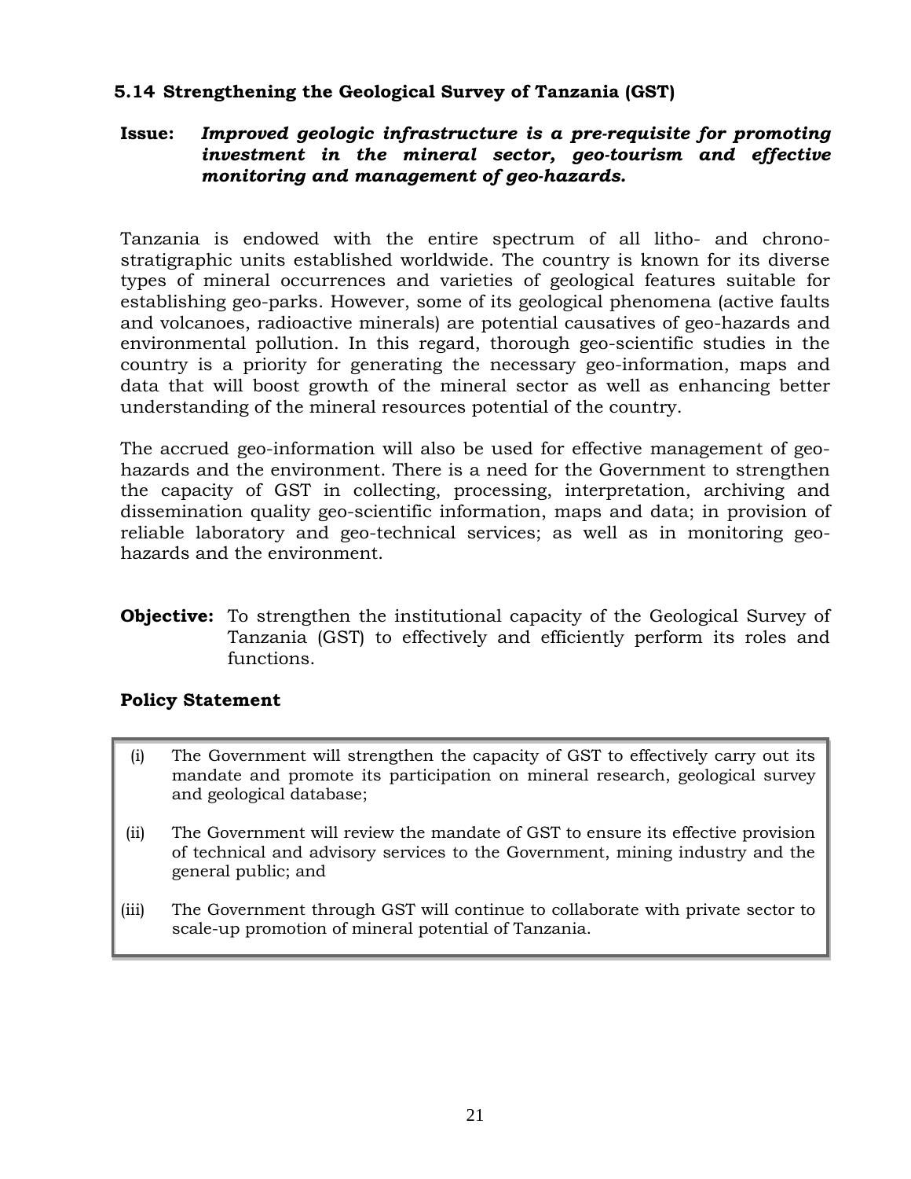### 5.14 Strengthening the Geological Survey of Tanzania (GST)

**Issue:** ***Improved geologic infrastructure is a pre-requisite for promoting investment in the mineral sector, geo-tourism and effective monitoring and management of geo-hazards.***

Tanzania is endowed with the entire spectrum of all litho- and chrono-stratigraphic units established worldwide. The country is known for its diverse types of mineral occurrences and varieties of geological features suitable for establishing geo-parks. However, some of its geological phenomena (active faults and volcanoes, radioactive minerals) are potential causatives of geo-hazards and environmental pollution. In this regard, thorough geo-scientific studies in the country is a priority for generating the necessary geo-information, maps and data that will boost growth of the mineral sector as well as enhancing better understanding of the mineral resources potential of the country.

The accrued geo-information will also be used for effective management of geo-hazards and the environment. There is a need for the Government to strengthen the capacity of GST in collecting, processing, interpretation, archiving and dissemination quality geo-scientific information, maps and data; in provision of reliable laboratory and geo-technical services; as well as in monitoring geo-hazards and the environment.

**Objective:** To strengthen the institutional capacity of the Geological Survey of Tanzania (GST) to effectively and efficiently perform its roles and functions.

**Policy Statement**

(i) The Government will strengthen the capacity of GST to effectively carry out its mandate and promote its participation on mineral research, geological survey and geological database;

(ii) The Government will review the mandate of GST to ensure its effective provision of technical and advisory services to the Government, mining industry and the general public; and

(iii) The Government through GST will continue to collaborate with private sector to scale-up promotion of mineral potential of Tanzania.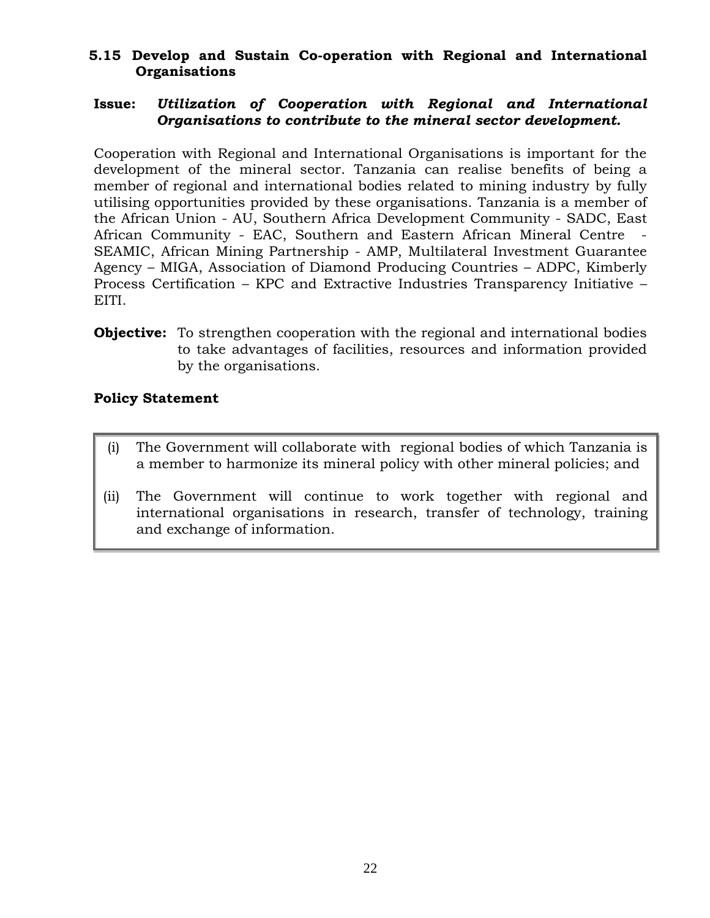### 5.15 Develop and Sustain Co-operation with Regional and International Organisations

**Issue:** ***Utilization of Cooperation with Regional and International Organisations to contribute to the mineral sector development.***

Cooperation with Regional and International Organisations is important for the development of the mineral sector. Tanzania can realise benefits of being a member of regional and international bodies related to mining industry by fully utilising opportunities provided by these organisations. Tanzania is a member of the African Union - AU, Southern Africa Development Community - SADC, East African Community - EAC, Southern and Eastern African Mineral Centre - SEAMIC, African Mining Partnership - AMP, Multilateral Investment Guarantee Agency – MIGA, Association of Diamond Producing Countries – ADPC, Kimberly Process Certification – KPC and Extractive Industries Transparency Initiative – EITI.

**Objective:** To strengthen cooperation with the regional and international bodies to take advantages of facilities, resources and information provided by the organisations.

**Policy Statement**

(i) The Government will collaborate with regional bodies of which Tanzania is a member to harmonize its mineral policy with other mineral policies; and

(ii) The Government will continue to work together with regional and international organisations in research, transfer of technology, training and exchange of information.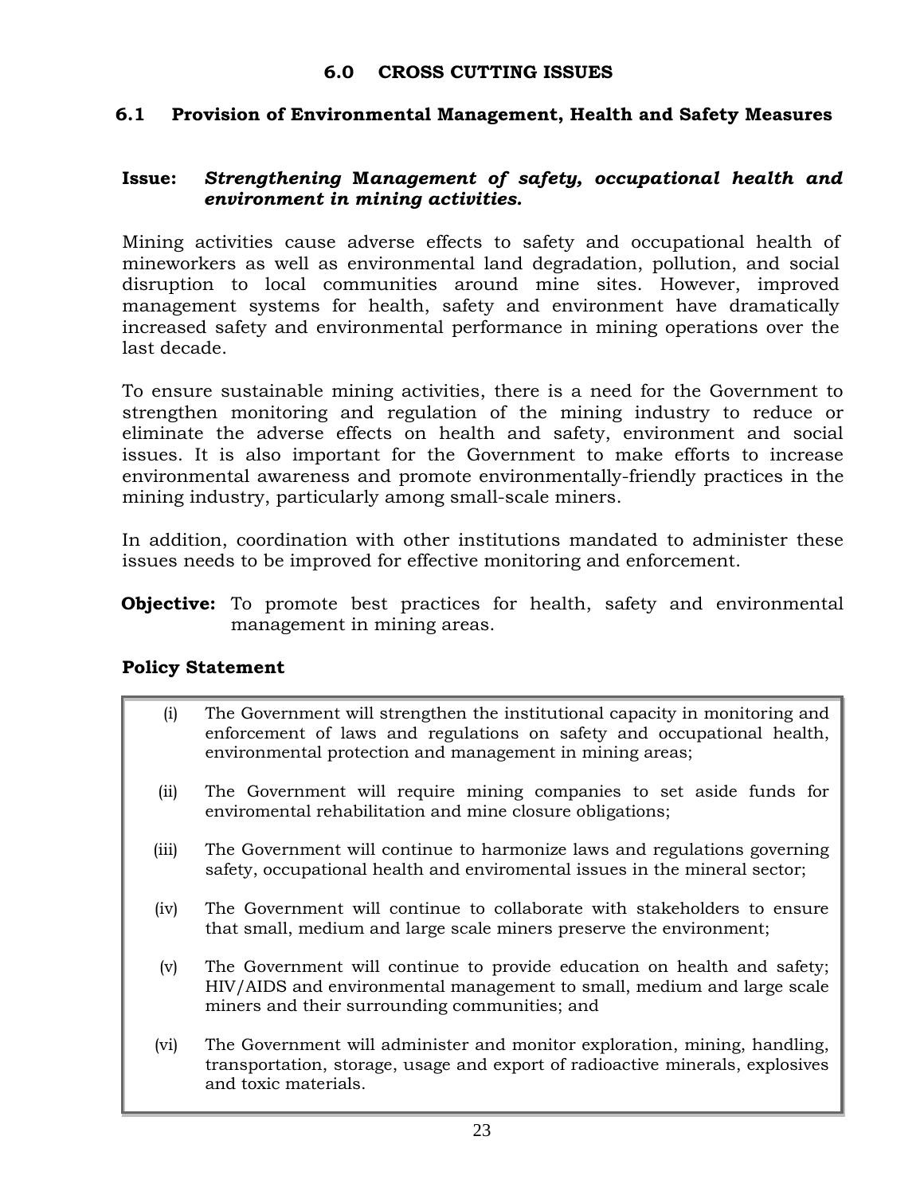# 6.0 CROSS CUTTING ISSUES

## 6.1 Provision of Environmental Management, Health and Safety Measures

**Issue:** ***Strengthening* M*anagement of safety, occupational health and environment in mining activities.***

Mining activities cause adverse effects to safety and occupational health of mineworkers as well as environmental land degradation, pollution, and social disruption to local communities around mine sites. However, improved management systems for health, safety and environment have dramatically increased safety and environmental performance in mining operations over the last decade.

To ensure sustainable mining activities, there is a need for the Government to strengthen monitoring and regulation of the mining industry to reduce or eliminate the adverse effects on health and safety, environment and social issues. It is also important for the Government to make efforts to increase environmental awareness and promote environmentally-friendly practices in the mining industry, particularly among small-scale miners.

In addition, coordination with other institutions mandated to administer these issues needs to be improved for effective monitoring and enforcement.

**Objective:** To promote best practices for health, safety and environmental management in mining areas.

### Policy Statement

(i) The Government will strengthen the institutional capacity in monitoring and enforcement of laws and regulations on safety and occupational health, environmental protection and management in mining areas;

(ii) The Government will require mining companies to set aside funds for enviromental rehabilitation and mine closure obligations;

(iii) The Government will continue to harmonize laws and regulations governing safety, occupational health and enviromental issues in the mineral sector;

(iv) The Government will continue to collaborate with stakeholders to ensure that small, medium and large scale miners preserve the environment;

(v) The Government will continue to provide education on health and safety; HIV/AIDS and environmental management to small, medium and large scale miners and their surrounding communities; and

(vi) The Government will administer and monitor exploration, mining, handling, transportation, storage, usage and export of radioactive minerals, explosives and toxic materials.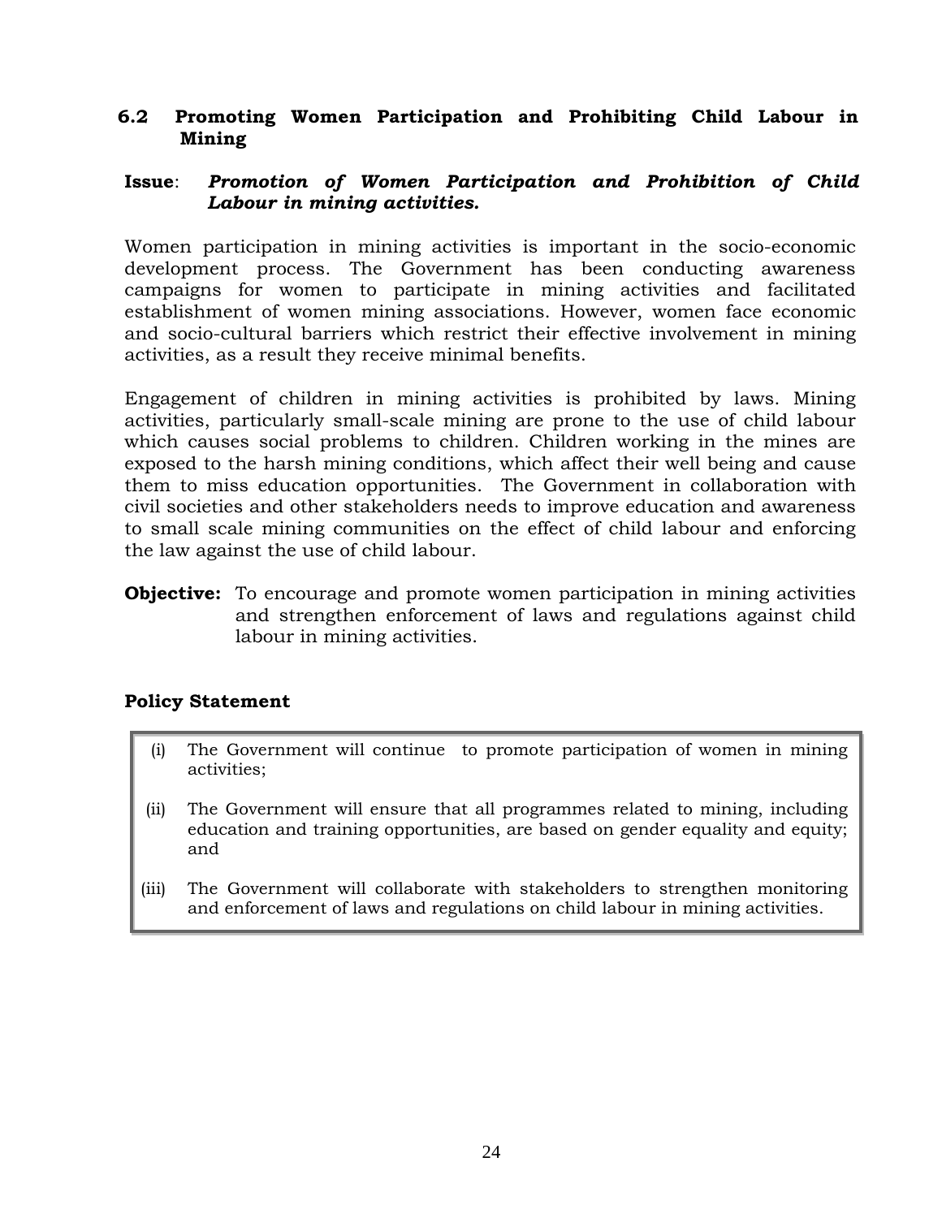## 6.2 Promoting Women Participation and Prohibiting Child Labour in Mining

**Issue**: ***Promotion of Women Participation and Prohibition of Child Labour in mining activities.***

Women participation in mining activities is important in the socio-economic development process. The Government has been conducting awareness campaigns for women to participate in mining activities and facilitated establishment of women mining associations. However, women face economic and socio-cultural barriers which restrict their effective involvement in mining activities, as a result they receive minimal benefits.

Engagement of children in mining activities is prohibited by laws. Mining activities, particularly small-scale mining are prone to the use of child labour which causes social problems to children. Children working in the mines are exposed to the harsh mining conditions, which affect their well being and cause them to miss education opportunities. The Government in collaboration with civil societies and other stakeholders needs to improve education and awareness to small scale mining communities on the effect of child labour and enforcing the law against the use of child labour.

**Objective:** To encourage and promote women participation in mining activities and strengthen enforcement of laws and regulations against child labour in mining activities.

### Policy Statement

(i) The Government will continue to promote participation of women in mining activities;

(ii) The Government will ensure that all programmes related to mining, including education and training opportunities, are based on gender equality and equity; and

(iii) The Government will collaborate with stakeholders to strengthen monitoring and enforcement of laws and regulations on child labour in mining activities.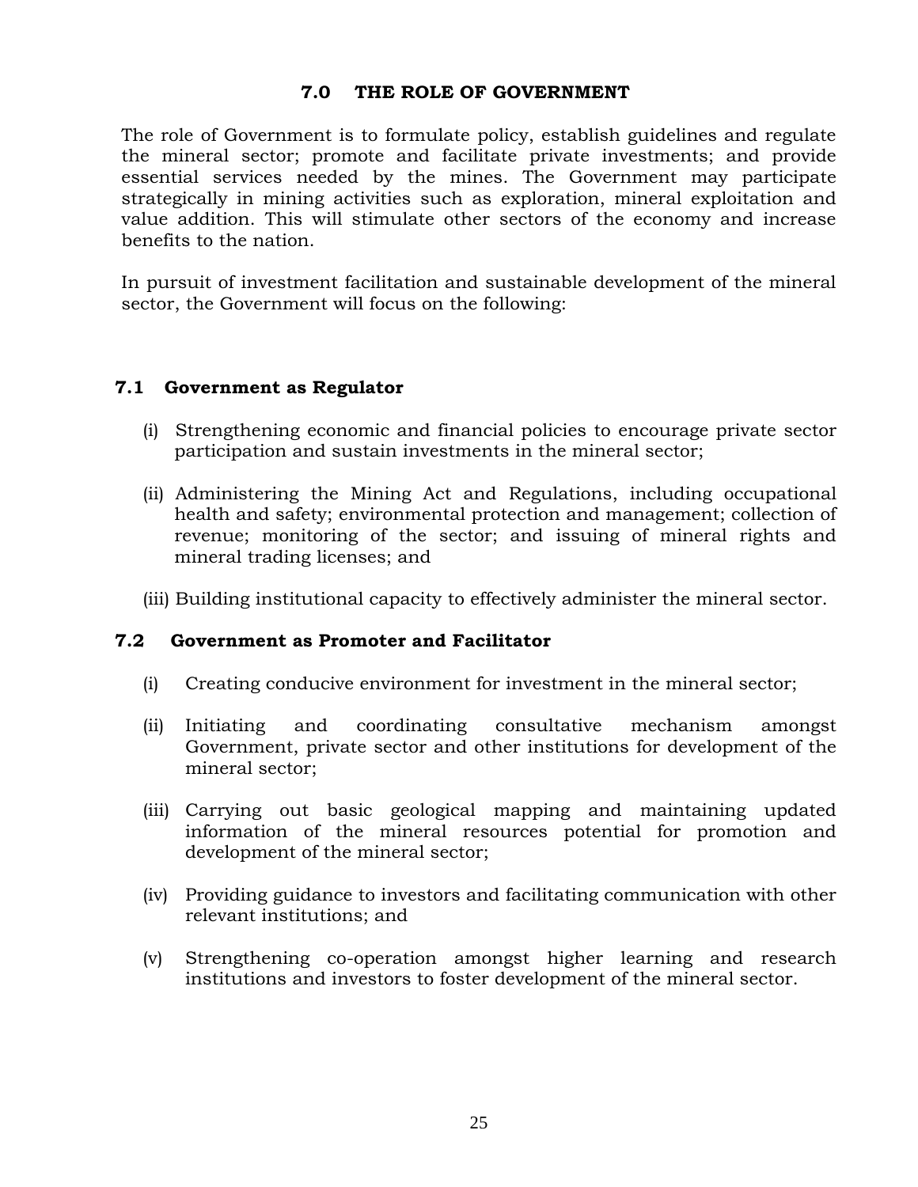# 7.0 THE ROLE OF GOVERNMENT

The role of Government is to formulate policy, establish guidelines and regulate the mineral sector; promote and facilitate private investments; and provide essential services needed by the mines. The Government may participate strategically in mining activities such as exploration, mineral exploitation and value addition. This will stimulate other sectors of the economy and increase benefits to the nation.

In pursuit of investment facilitation and sustainable development of the mineral sector, the Government will focus on the following:

## 7.1 Government as Regulator

(i) Strengthening economic and financial policies to encourage private sector participation and sustain investments in the mineral sector;

(ii) Administering the Mining Act and Regulations, including occupational health and safety; environmental protection and management; collection of revenue; monitoring of the sector; and issuing of mineral rights and mineral trading licenses; and

(iii) Building institutional capacity to effectively administer the mineral sector.

## 7.2 Government as Promoter and Facilitator

(i) Creating conducive environment for investment in the mineral sector;

(ii) Initiating and coordinating consultative mechanism amongst Government, private sector and other institutions for development of the mineral sector;

(iii) Carrying out basic geological mapping and maintaining updated information of the mineral resources potential for promotion and development of the mineral sector;

(iv) Providing guidance to investors and facilitating communication with other relevant institutions; and

(v) Strengthening co-operation amongst higher learning and research institutions and investors to foster development of the mineral sector.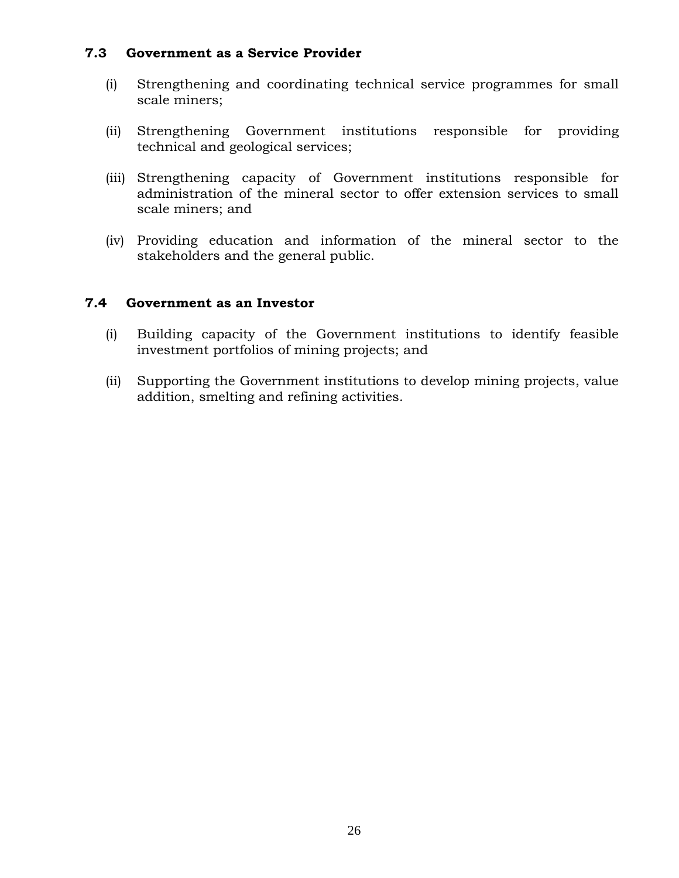### 7.3 Government as a Service Provider

(i) Strengthening and coordinating technical service programmes for small scale miners;

(ii) Strengthening Government institutions responsible for providing technical and geological services;

(iii) Strengthening capacity of Government institutions responsible for administration of the mineral sector to offer extension services to small scale miners; and

(iv) Providing education and information of the mineral sector to the stakeholders and the general public.

### 7.4 Government as an Investor

(i) Building capacity of the Government institutions to identify feasible investment portfolios of mining projects; and

(ii) Supporting the Government institutions to develop mining projects, value addition, smelting and refining activities.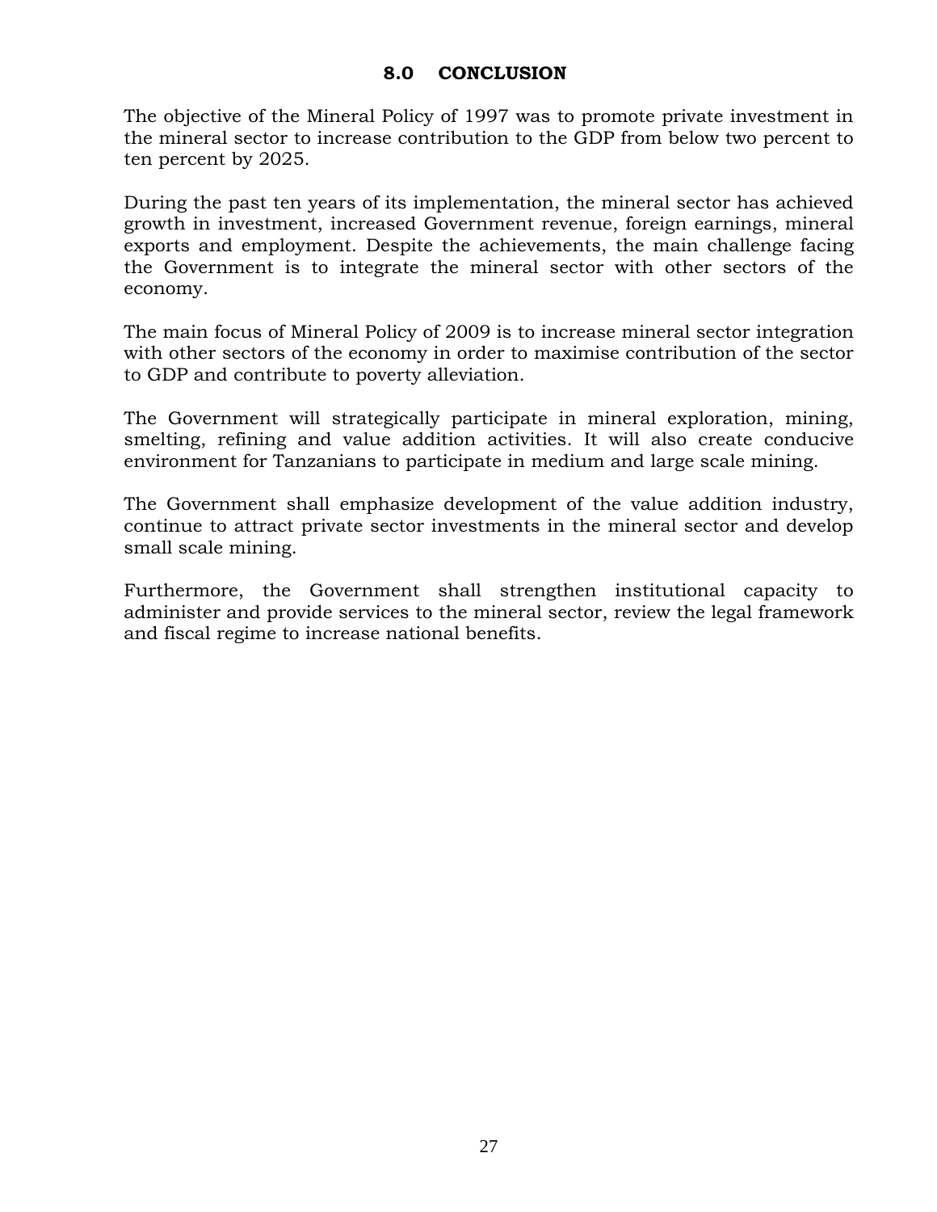## 8.0 CONCLUSION

The objective of the Mineral Policy of 1997 was to promote private investment in the mineral sector to increase contribution to the GDP from below two percent to ten percent by 2025.

During the past ten years of its implementation, the mineral sector has achieved growth in investment, increased Government revenue, foreign earnings, mineral exports and employment. Despite the achievements, the main challenge facing the Government is to integrate the mineral sector with other sectors of the economy.

The main focus of Mineral Policy of 2009 is to increase mineral sector integration with other sectors of the economy in order to maximise contribution of the sector to GDP and contribute to poverty alleviation.

The Government will strategically participate in mineral exploration, mining, smelting, refining and value addition activities. It will also create conducive environment for Tanzanians to participate in medium and large scale mining.

The Government shall emphasize development of the value addition industry, continue to attract private sector investments in the mineral sector and develop small scale mining.

Furthermore, the Government shall strengthen institutional capacity to administer and provide services to the mineral sector, review the legal framework and fiscal regime to increase national benefits.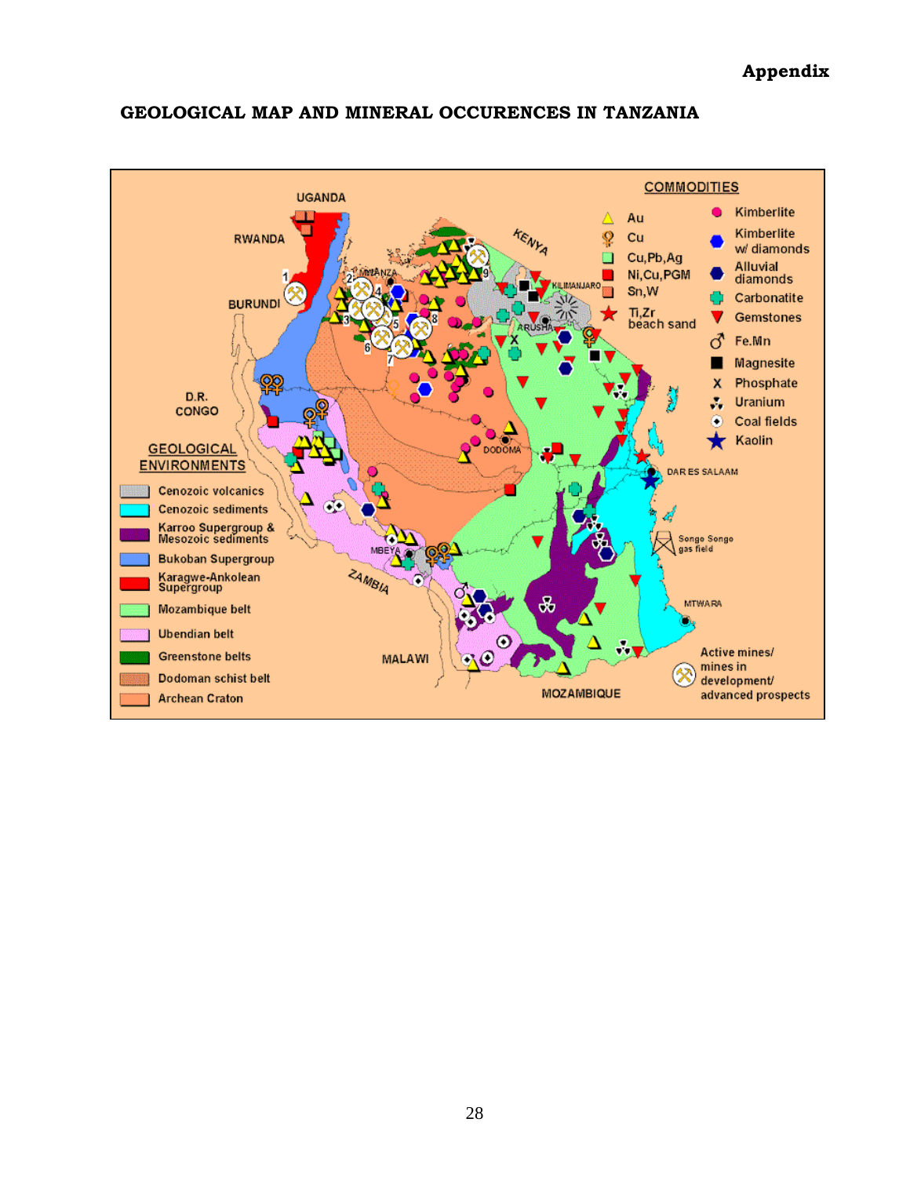**Appendix**

**GEOLOGICAL MAP AND MINERAL OCCURENCES IN TANZANIA**

UGANDA
RWANDA
BURUNDI
D.R. CONGO
KENYA
ZAMBIA
MALAWI
MOZAMBIQUE
MWANZA
KILIMANJARO
ARUSHA
DODOMA
DAR ES SALAAM
MBEYA
MTWARA
Songo Songo gas field

1 2 3 4 5 6 7 8 9

COMMODITIES
Au
Cu
Cu,Pb,Ag
Ni,Cu,PGM
Sn,W
Ti,Zr beach sand
Kimberlite
Kimberlite w/ diamonds
Alluvial diamonds
Carbonatite
Gemstones
Fe.Mn
Magnesite
Phosphate
Uranium
Coal fields
Kaolin

GEOLOGICAL ENVIRONMENTS
Cenozoic volcanics
Cenozoic sediments
Karroo Supergroup & Mesozoic sediments
Bukoban Supergroup
Karagwe-Ankolean Supergroup
Mozambique belt
Ubendian belt
Greenstone belts
Dodoman schist belt
Archean Craton

Active mines/ mines in development/ advanced prospects